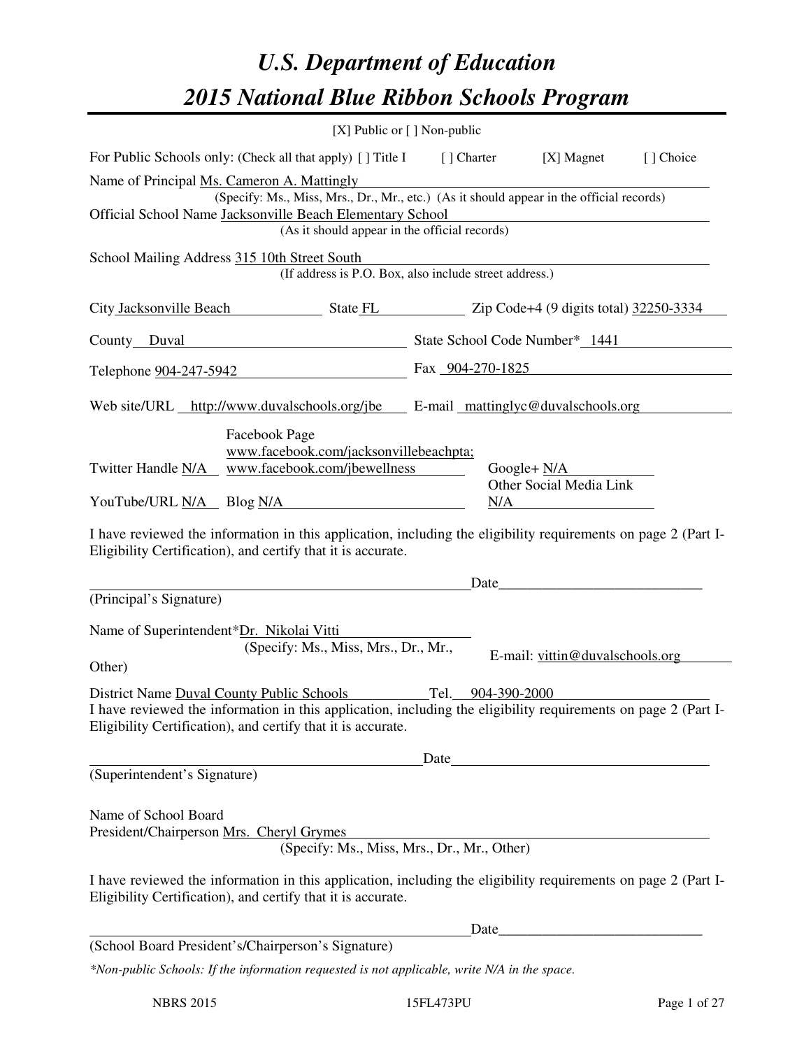# *U.S. Department of Education*
# *2015 National Blue Ribbon Schools Program*

[X] Public or [ ] Non-public

For Public Schools only: (Check all that apply) [ ] Title I [ ] Charter [X] Magnet [ ] Choice

Name of Principal Ms. Cameron A. Mattingly
(Specify: Ms., Miss, Mrs., Dr., Mr., etc.) (As it should appear in the official records)

Official School Name Jacksonville Beach Elementary School
(As it should appear in the official records)

School Mailing Address 315 10th Street South
(If address is P.O. Box, also include street address.)

City Jacksonville Beach State FL Zip Code+4 (9 digits total) 32250-3334

County Duval State School Code Number* 1441

Telephone 904-247-5942 Fax 904-270-1825

Web site/URL http://www.duvalschools.org/jbe E-mail mattinglyc@duvalschools.org

Twitter Handle N/A Facebook Page www.facebook.com/jacksonvillebeachpta; www.facebook.com/jbewellness Google+ N/A

YouTube/URL N/A Blog N/A Other Social Media Link N/A

I have reviewed the information in this application, including the eligibility requirements on page 2 (Part I-Eligibility Certification), and certify that it is accurate.

_______________________________________ Date_____________________
(Principal's Signature)

Name of Superintendent*Dr. Nikolai Vitti
(Specify: Ms., Miss, Mrs., Dr., Mr., Other) E-mail: vittin@duvalschools.org

District Name Duval County Public Schools Tel. 904-390-2000

I have reviewed the information in this application, including the eligibility requirements on page 2 (Part I-Eligibility Certification), and certify that it is accurate.

_______________________________________ Date_____________________
(Superintendent's Signature)

Name of School Board
President/Chairperson Mrs. Cheryl Grymes
(Specify: Ms., Miss, Mrs., Dr., Mr., Other)

I have reviewed the information in this application, including the eligibility requirements on page 2 (Part I-Eligibility Certification), and certify that it is accurate.

_______________________________________ Date_____________________
(School Board President's/Chairperson's Signature)

*\*Non-public Schools: If the information requested is not applicable, write N/A in the space.*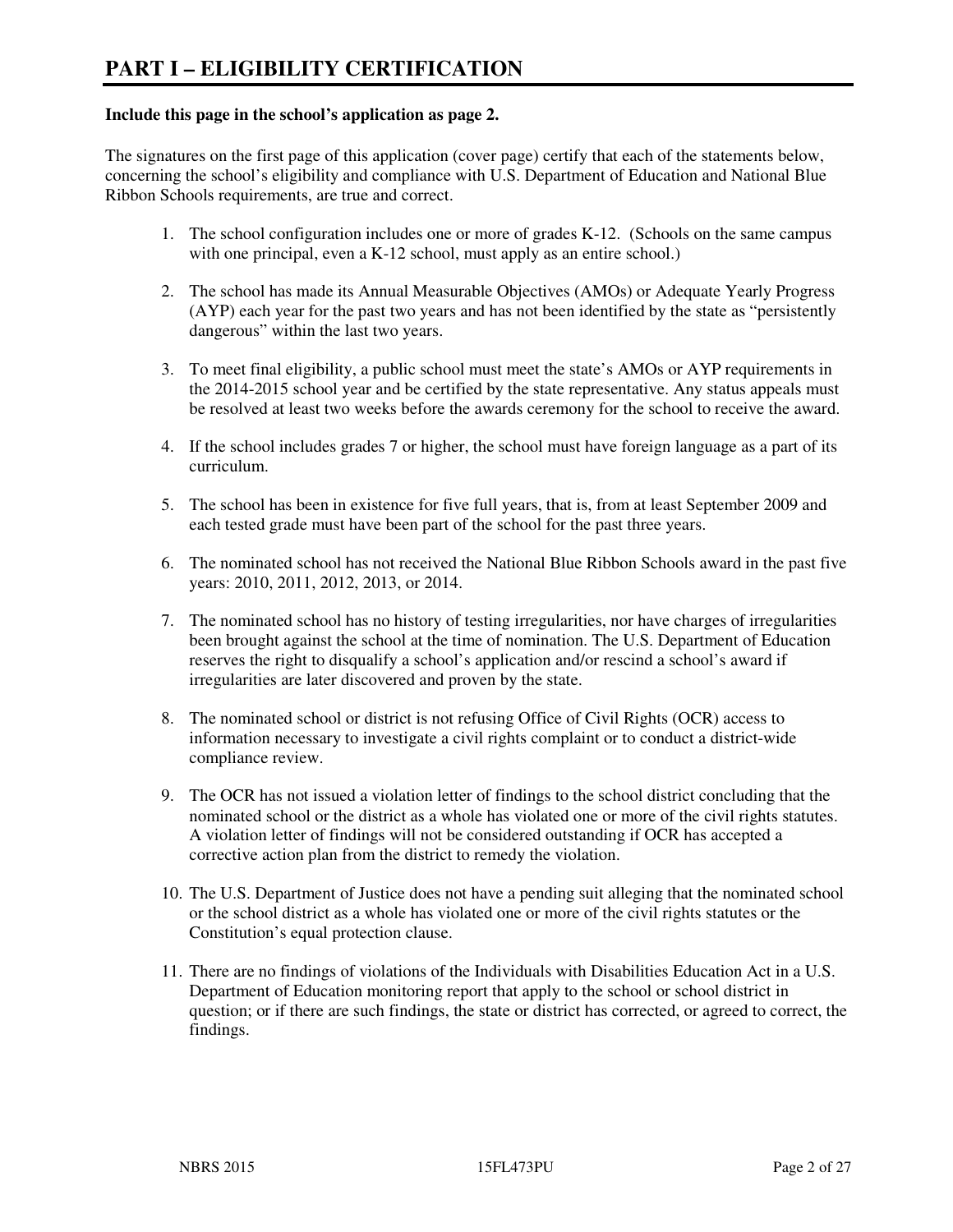# PART I – ELIGIBILITY CERTIFICATION

**Include this page in the school's application as page 2.**

The signatures on the first page of this application (cover page) certify that each of the statements below, concerning the school's eligibility and compliance with U.S. Department of Education and National Blue Ribbon Schools requirements, are true and correct.

1. The school configuration includes one or more of grades K-12. (Schools on the same campus with one principal, even a K-12 school, must apply as an entire school.)

2. The school has made its Annual Measurable Objectives (AMOs) or Adequate Yearly Progress (AYP) each year for the past two years and has not been identified by the state as "persistently dangerous" within the last two years.

3. To meet final eligibility, a public school must meet the state's AMOs or AYP requirements in the 2014-2015 school year and be certified by the state representative. Any status appeals must be resolved at least two weeks before the awards ceremony for the school to receive the award.

4. If the school includes grades 7 or higher, the school must have foreign language as a part of its curriculum.

5. The school has been in existence for five full years, that is, from at least September 2009 and each tested grade must have been part of the school for the past three years.

6. The nominated school has not received the National Blue Ribbon Schools award in the past five years: 2010, 2011, 2012, 2013, or 2014.

7. The nominated school has no history of testing irregularities, nor have charges of irregularities been brought against the school at the time of nomination. The U.S. Department of Education reserves the right to disqualify a school's application and/or rescind a school's award if irregularities are later discovered and proven by the state.

8. The nominated school or district is not refusing Office of Civil Rights (OCR) access to information necessary to investigate a civil rights complaint or to conduct a district-wide compliance review.

9. The OCR has not issued a violation letter of findings to the school district concluding that the nominated school or the district as a whole has violated one or more of the civil rights statutes. A violation letter of findings will not be considered outstanding if OCR has accepted a corrective action plan from the district to remedy the violation.

10. The U.S. Department of Justice does not have a pending suit alleging that the nominated school or the school district as a whole has violated one or more of the civil rights statutes or the Constitution's equal protection clause.

11. There are no findings of violations of the Individuals with Disabilities Education Act in a U.S. Department of Education monitoring report that apply to the school or school district in question; or if there are such findings, the state or district has corrected, or agreed to correct, the findings.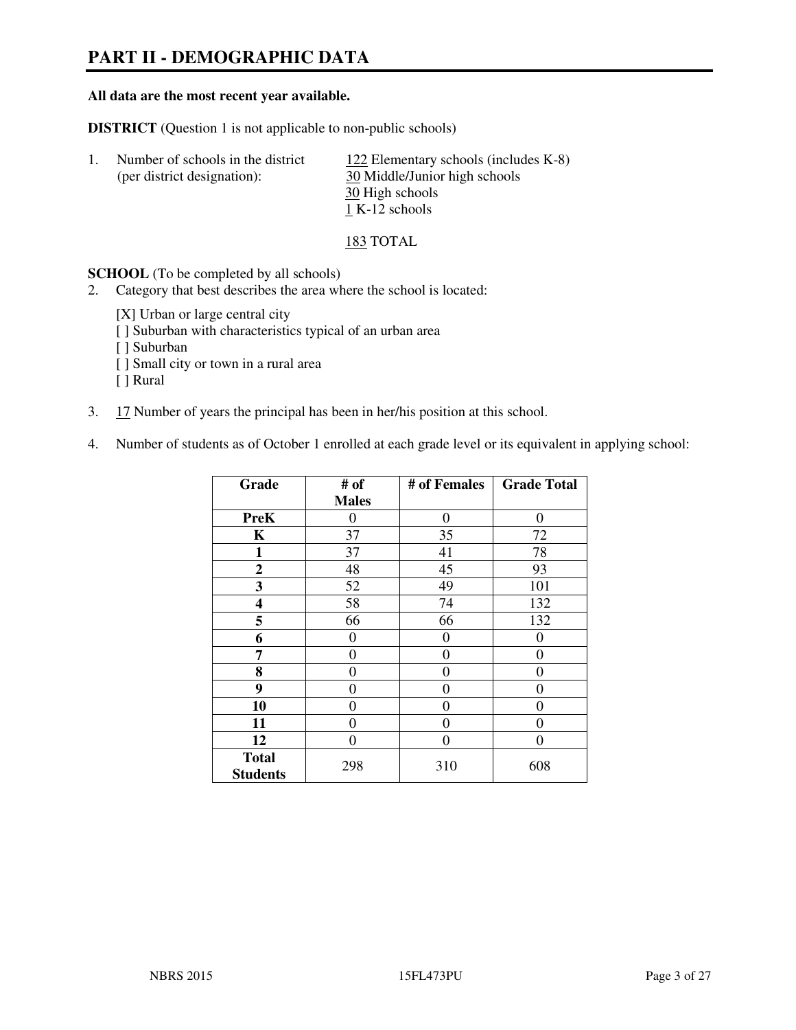# PART II - DEMOGRAPHIC DATA

**All data are the most recent year available.**

**DISTRICT** (Question 1 is not applicable to non-public schools)

1. Number of schools in the district (per district designation):
   - 122 Elementary schools (includes K-8)
   - 30 Middle/Junior high schools
   - 30 High schools
   - 1 K-12 schools

   183 TOTAL

**SCHOOL** (To be completed by all schools)

2. Category that best describes the area where the school is located:

   [X] Urban or large central city
   [ ] Suburban with characteristics typical of an urban area
   [ ] Suburban
   [ ] Small city or town in a rural area
   [ ] Rural

3. 17 Number of years the principal has been in her/his position at this school.

4. Number of students as of October 1 enrolled at each grade level or its equivalent in applying school:

| Grade | # of Males | # of Females | Grade Total |
|---|---|---|---|
| **PreK** | 0 | 0 | 0 |
| **K** | 37 | 35 | 72 |
| **1** | 37 | 41 | 78 |
| **2** | 48 | 45 | 93 |
| **3** | 52 | 49 | 101 |
| **4** | 58 | 74 | 132 |
| **5** | 66 | 66 | 132 |
| **6** | 0 | 0 | 0 |
| **7** | 0 | 0 | 0 |
| **8** | 0 | 0 | 0 |
| **9** | 0 | 0 | 0 |
| **10** | 0 | 0 | 0 |
| **11** | 0 | 0 | 0 |
| **12** | 0 | 0 | 0 |
| **Total Students** | 298 | 310 | 608 |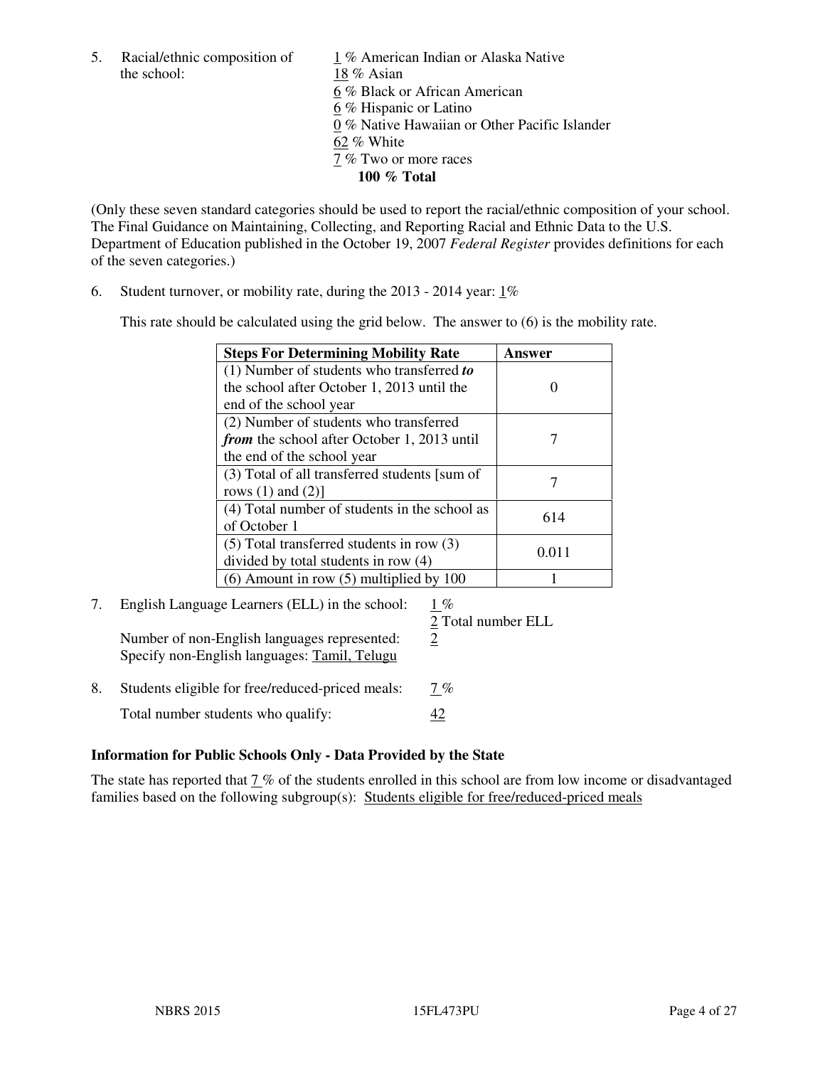5. Racial/ethnic composition of the school:
   1 % American Indian or Alaska Native
   18 % Asian
   6 % Black or African American
   6 % Hispanic or Latino
   0 % Native Hawaiian or Other Pacific Islander
   62 % White
   7 % Two or more races
   **100 % Total**

(Only these seven standard categories should be used to report the racial/ethnic composition of your school. The Final Guidance on Maintaining, Collecting, and Reporting Racial and Ethnic Data to the U.S. Department of Education published in the October 19, 2007 *Federal Register* provides definitions for each of the seven categories.)

6. Student turnover, or mobility rate, during the 2013 - 2014 year: 1%

   This rate should be calculated using the grid below. The answer to (6) is the mobility rate.

| **Steps For Determining Mobility Rate** | **Answer** |
|---|---|
| (1) Number of students who transferred ***to*** the school after October 1, 2013 until the end of the school year | 0 |
| (2) Number of students who transferred ***from*** the school after October 1, 2013 until the end of the school year | 7 |
| (3) Total of all transferred students [sum of rows (1) and (2)] | 7 |
| (4) Total number of students in the school as of October 1 | 614 |
| (5) Total transferred students in row (3) divided by total students in row (4) | 0.011 |
| (6) Amount in row (5) multiplied by 100 | 1 |

7. English Language Learners (ELL) in the school: 1 %
   2 Total number ELL
   Number of non-English languages represented: 2
   Specify non-English languages: Tamil, Telugu

8. Students eligible for free/reduced-priced meals: 7 %
   Total number students who qualify: 42

**Information for Public Schools Only - Data Provided by the State**

The state has reported that 7 % of the students enrolled in this school are from low income or disadvantaged families based on the following subgroup(s): Students eligible for free/reduced-priced meals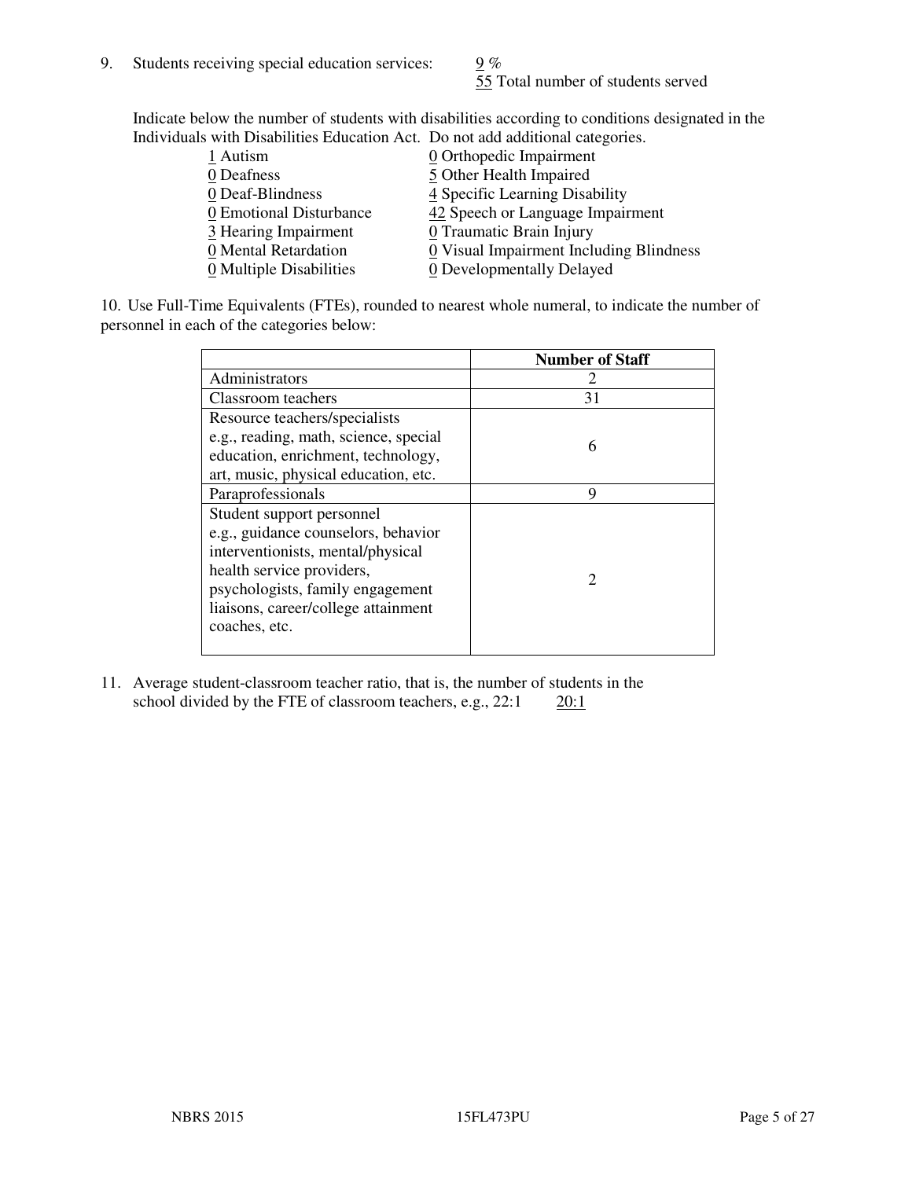9. Students receiving special education services: 9 %
   55 Total number of students served

   Indicate below the number of students with disabilities according to conditions designated in the Individuals with Disabilities Education Act. Do not add additional categories.

| | |
|---|---|
| 1 Autism | 0 Orthopedic Impairment |
| 0 Deafness | 5 Other Health Impaired |
| 0 Deaf-Blindness | 4 Specific Learning Disability |
| 0 Emotional Disturbance | 42 Speech or Language Impairment |
| 3 Hearing Impairment | 0 Traumatic Brain Injury |
| 0 Mental Retardation | 0 Visual Impairment Including Blindness |
| 0 Multiple Disabilities | 0 Developmentally Delayed |

10. Use Full-Time Equivalents (FTEs), rounded to nearest whole numeral, to indicate the number of personnel in each of the categories below:

| | Number of Staff |
|---|---|
| Administrators | 2 |
| Classroom teachers | 31 |
| Resource teachers/specialists e.g., reading, math, science, special education, enrichment, technology, art, music, physical education, etc. | 6 |
| Paraprofessionals | 9 |
| Student support personnel e.g., guidance counselors, behavior interventionists, mental/physical health service providers, psychologists, family engagement liaisons, career/college attainment coaches, etc. | 2 |

11. Average student-classroom teacher ratio, that is, the number of students in the school divided by the FTE of classroom teachers, e.g., 22:1 20:1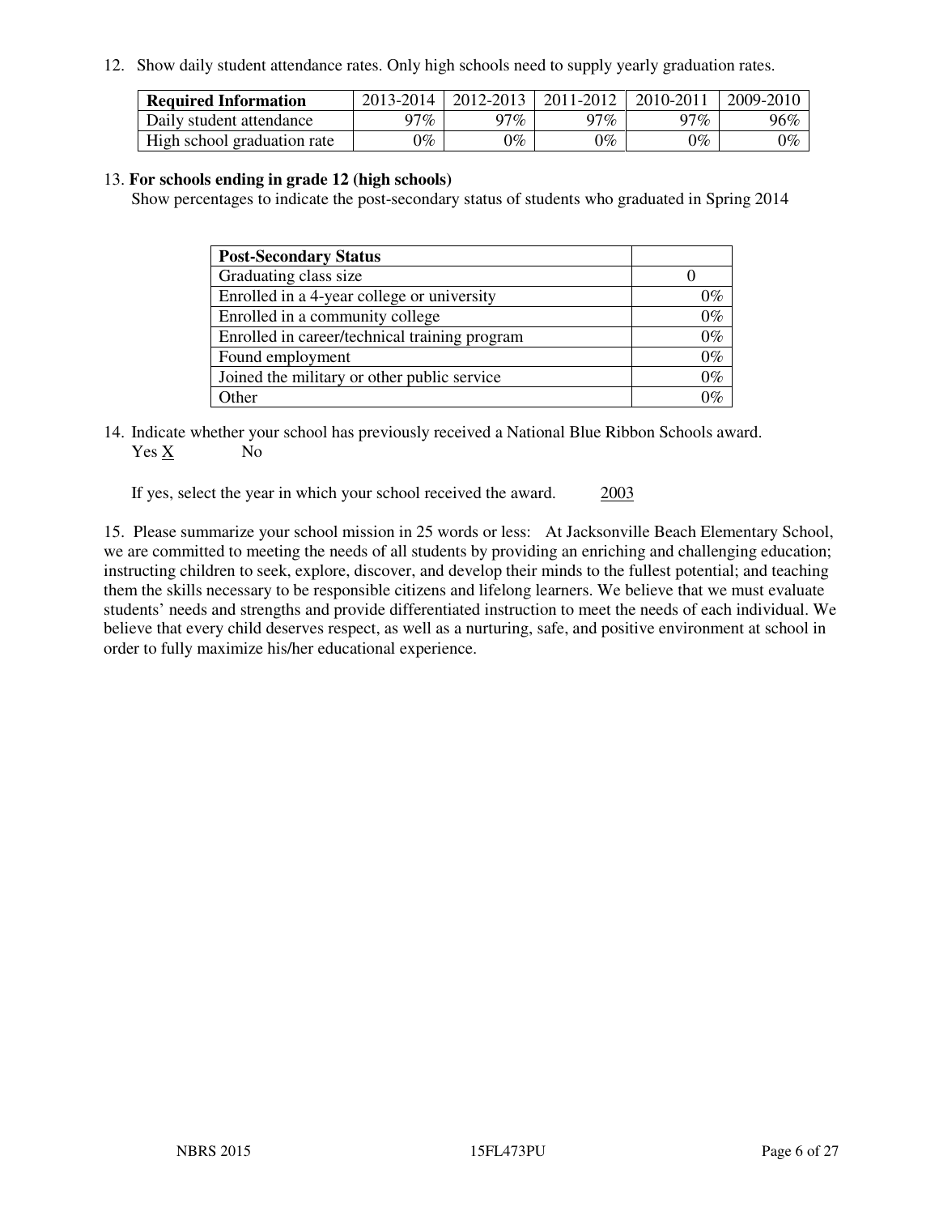12. Show daily student attendance rates. Only high schools need to supply yearly graduation rates.

| **Required Information** | 2013-2014 | 2012-2013 | 2011-2012 | 2010-2011 | 2009-2010 |
|---|---|---|---|---|---|
| Daily student attendance | 97% | 97% | 97% | 97% | 96% |
| High school graduation rate | 0% | 0% | 0% | 0% | 0% |

13. **For schools ending in grade 12 (high schools)**
Show percentages to indicate the post-secondary status of students who graduated in Spring 2014

| **Post-Secondary Status** | |
|---|---|
| Graduating class size | 0 |
| Enrolled in a 4-year college or university | 0% |
| Enrolled in a community college | 0% |
| Enrolled in career/technical training program | 0% |
| Found employment | 0% |
| Joined the military or other public service | 0% |
| Other | 0% |

14. Indicate whether your school has previously received a National Blue Ribbon Schools award.
Yes X No

If yes, select the year in which your school received the award. 2003

15. Please summarize your school mission in 25 words or less: At Jacksonville Beach Elementary School, we are committed to meeting the needs of all students by providing an enriching and challenging education; instructing children to seek, explore, discover, and develop their minds to the fullest potential; and teaching them the skills necessary to be responsible citizens and lifelong learners. We believe that we must evaluate students' needs and strengths and provide differentiated instruction to meet the needs of each individual. We believe that every child deserves respect, as well as a nurturing, safe, and positive environment at school in order to fully maximize his/her educational experience.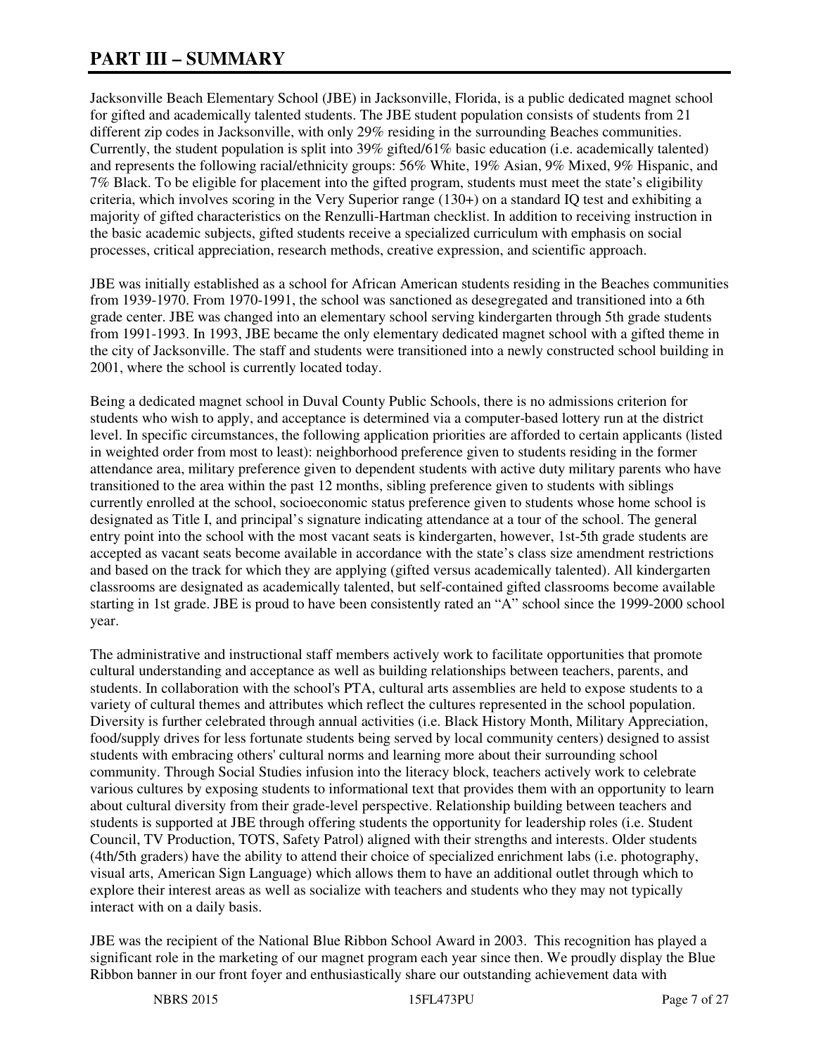# PART III – SUMMARY

Jacksonville Beach Elementary School (JBE) in Jacksonville, Florida, is a public dedicated magnet school for gifted and academically talented students. The JBE student population consists of students from 21 different zip codes in Jacksonville, with only 29% residing in the surrounding Beaches communities. Currently, the student population is split into 39% gifted/61% basic education (i.e. academically talented) and represents the following racial/ethnicity groups: 56% White, 19% Asian, 9% Mixed, 9% Hispanic, and 7% Black. To be eligible for placement into the gifted program, students must meet the state's eligibility criteria, which involves scoring in the Very Superior range (130+) on a standard IQ test and exhibiting a majority of gifted characteristics on the Renzulli-Hartman checklist. In addition to receiving instruction in the basic academic subjects, gifted students receive a specialized curriculum with emphasis on social processes, critical appreciation, research methods, creative expression, and scientific approach.

JBE was initially established as a school for African American students residing in the Beaches communities from 1939-1970. From 1970-1991, the school was sanctioned as desegregated and transitioned into a 6th grade center. JBE was changed into an elementary school serving kindergarten through 5th grade students from 1991-1993. In 1993, JBE became the only elementary dedicated magnet school with a gifted theme in the city of Jacksonville. The staff and students were transitioned into a newly constructed school building in 2001, where the school is currently located today.

Being a dedicated magnet school in Duval County Public Schools, there is no admissions criterion for students who wish to apply, and acceptance is determined via a computer-based lottery run at the district level. In specific circumstances, the following application priorities are afforded to certain applicants (listed in weighted order from most to least): neighborhood preference given to students residing in the former attendance area, military preference given to dependent students with active duty military parents who have transitioned to the area within the past 12 months, sibling preference given to students with siblings currently enrolled at the school, socioeconomic status preference given to students whose home school is designated as Title I, and principal's signature indicating attendance at a tour of the school. The general entry point into the school with the most vacant seats is kindergarten, however, 1st-5th grade students are accepted as vacant seats become available in accordance with the state's class size amendment restrictions and based on the track for which they are applying (gifted versus academically talented). All kindergarten classrooms are designated as academically talented, but self-contained gifted classrooms become available starting in 1st grade. JBE is proud to have been consistently rated an "A" school since the 1999-2000 school year.

The administrative and instructional staff members actively work to facilitate opportunities that promote cultural understanding and acceptance as well as building relationships between teachers, parents, and students. In collaboration with the school's PTA, cultural arts assemblies are held to expose students to a variety of cultural themes and attributes which reflect the cultures represented in the school population. Diversity is further celebrated through annual activities (i.e. Black History Month, Military Appreciation, food/supply drives for less fortunate students being served by local community centers) designed to assist students with embracing others' cultural norms and learning more about their surrounding school community. Through Social Studies infusion into the literacy block, teachers actively work to celebrate various cultures by exposing students to informational text that provides them with an opportunity to learn about cultural diversity from their grade-level perspective. Relationship building between teachers and students is supported at JBE through offering students the opportunity for leadership roles (i.e. Student Council, TV Production, TOTS, Safety Patrol) aligned with their strengths and interests. Older students (4th/5th graders) have the ability to attend their choice of specialized enrichment labs (i.e. photography, visual arts, American Sign Language) which allows them to have an additional outlet through which to explore their interest areas as well as socialize with teachers and students who they may not typically interact with on a daily basis.

JBE was the recipient of the National Blue Ribbon School Award in 2003. This recognition has played a significant role in the marketing of our magnet program each year since then. We proudly display the Blue Ribbon banner in our front foyer and enthusiastically share our outstanding achievement data with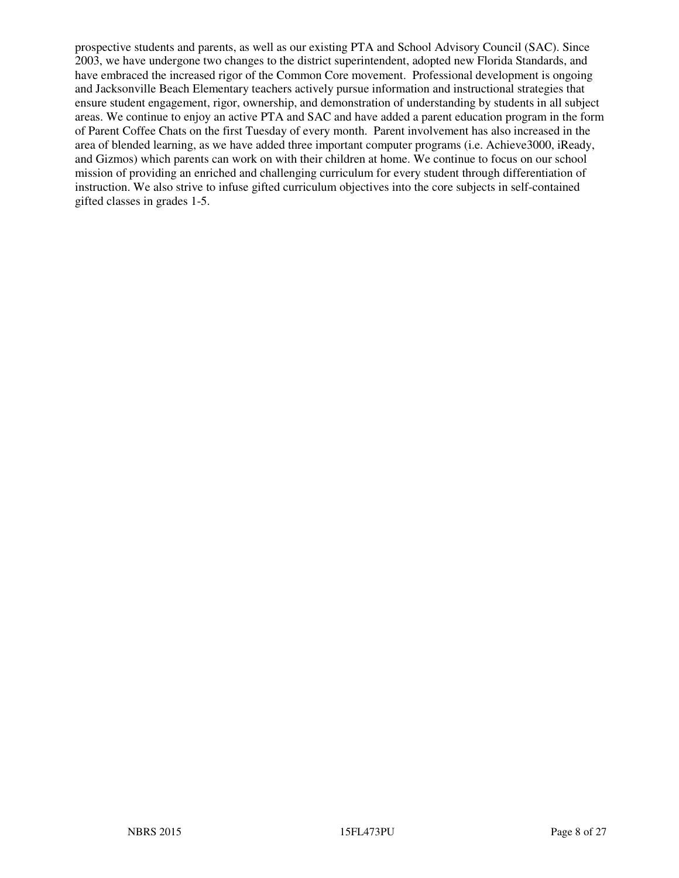prospective students and parents, as well as our existing PTA and School Advisory Council (SAC). Since 2003, we have undergone two changes to the district superintendent, adopted new Florida Standards, and have embraced the increased rigor of the Common Core movement. Professional development is ongoing and Jacksonville Beach Elementary teachers actively pursue information and instructional strategies that ensure student engagement, rigor, ownership, and demonstration of understanding by students in all subject areas. We continue to enjoy an active PTA and SAC and have added a parent education program in the form of Parent Coffee Chats on the first Tuesday of every month. Parent involvement has also increased in the area of blended learning, as we have added three important computer programs (i.e. Achieve3000, iReady, and Gizmos) which parents can work on with their children at home. We continue to focus on our school mission of providing an enriched and challenging curriculum for every student through differentiation of instruction. We also strive to infuse gifted curriculum objectives into the core subjects in self-contained gifted classes in grades 1-5.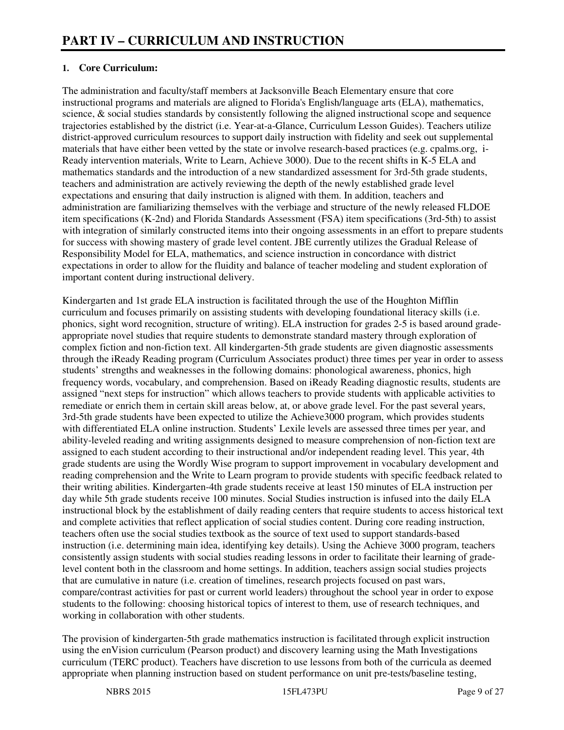# PART IV – CURRICULUM AND INSTRUCTION

**1. Core Curriculum:**

The administration and faculty/staff members at Jacksonville Beach Elementary ensure that core instructional programs and materials are aligned to Florida's English/language arts (ELA), mathematics, science, & social studies standards by consistently following the aligned instructional scope and sequence trajectories established by the district (i.e. Year-at-a-Glance, Curriculum Lesson Guides). Teachers utilize district-approved curriculum resources to support daily instruction with fidelity and seek out supplemental materials that have either been vetted by the state or involve research-based practices (e.g. cpalms.org, i-Ready intervention materials, Write to Learn, Achieve 3000). Due to the recent shifts in K-5 ELA and mathematics standards and the introduction of a new standardized assessment for 3rd-5th grade students, teachers and administration are actively reviewing the depth of the newly established grade level expectations and ensuring that daily instruction is aligned with them. In addition, teachers and administration are familiarizing themselves with the verbiage and structure of the newly released FLDOE item specifications (K-2nd) and Florida Standards Assessment (FSA) item specifications (3rd-5th) to assist with integration of similarly constructed items into their ongoing assessments in an effort to prepare students for success with showing mastery of grade level content. JBE currently utilizes the Gradual Release of Responsibility Model for ELA, mathematics, and science instruction in concordance with district expectations in order to allow for the fluidity and balance of teacher modeling and student exploration of important content during instructional delivery.

Kindergarten and 1st grade ELA instruction is facilitated through the use of the Houghton Mifflin curriculum and focuses primarily on assisting students with developing foundational literacy skills (i.e. phonics, sight word recognition, structure of writing). ELA instruction for grades 2-5 is based around grade-appropriate novel studies that require students to demonstrate standard mastery through exploration of complex fiction and non-fiction text. All kindergarten-5th grade students are given diagnostic assessments through the iReady Reading program (Curriculum Associates product) three times per year in order to assess students' strengths and weaknesses in the following domains: phonological awareness, phonics, high frequency words, vocabulary, and comprehension. Based on iReady Reading diagnostic results, students are assigned "next steps for instruction" which allows teachers to provide students with applicable activities to remediate or enrich them in certain skill areas below, at, or above grade level. For the past several years, 3rd-5th grade students have been expected to utilize the Achieve3000 program, which provides students with differentiated ELA online instruction. Students' Lexile levels are assessed three times per year, and ability-leveled reading and writing assignments designed to measure comprehension of non-fiction text are assigned to each student according to their instructional and/or independent reading level. This year, 4th grade students are using the Wordly Wise program to support improvement in vocabulary development and reading comprehension and the Write to Learn program to provide students with specific feedback related to their writing abilities. Kindergarten-4th grade students receive at least 150 minutes of ELA instruction per day while 5th grade students receive 100 minutes. Social Studies instruction is infused into the daily ELA instructional block by the establishment of daily reading centers that require students to access historical text and complete activities that reflect application of social studies content. During core reading instruction, teachers often use the social studies textbook as the source of text used to support standards-based instruction (i.e. determining main idea, identifying key details). Using the Achieve 3000 program, teachers consistently assign students with social studies reading lessons in order to facilitate their learning of grade-level content both in the classroom and home settings. In addition, teachers assign social studies projects that are cumulative in nature (i.e. creation of timelines, research projects focused on past wars, compare/contrast activities for past or current world leaders) throughout the school year in order to expose students to the following: choosing historical topics of interest to them, use of research techniques, and working in collaboration with other students.

The provision of kindergarten-5th grade mathematics instruction is facilitated through explicit instruction using the enVision curriculum (Pearson product) and discovery learning using the Math Investigations curriculum (TERC product). Teachers have discretion to use lessons from both of the curricula as deemed appropriate when planning instruction based on student performance on unit pre-tests/baseline testing,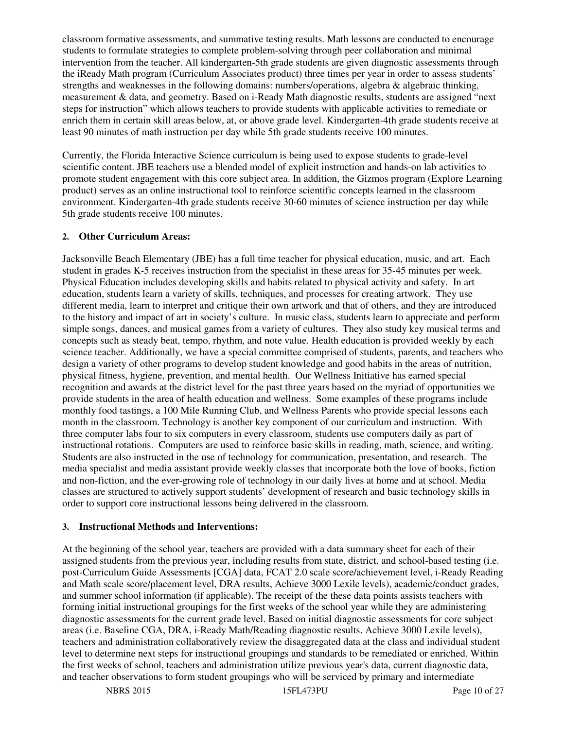classroom formative assessments, and summative testing results. Math lessons are conducted to encourage students to formulate strategies to complete problem-solving through peer collaboration and minimal intervention from the teacher. All kindergarten-5th grade students are given diagnostic assessments through the iReady Math program (Curriculum Associates product) three times per year in order to assess students' strengths and weaknesses in the following domains: numbers/operations, algebra & algebraic thinking, measurement & data, and geometry. Based on i-Ready Math diagnostic results, students are assigned "next steps for instruction" which allows teachers to provide students with applicable activities to remediate or enrich them in certain skill areas below, at, or above grade level. Kindergarten-4th grade students receive at least 90 minutes of math instruction per day while 5th grade students receive 100 minutes.

Currently, the Florida Interactive Science curriculum is being used to expose students to grade-level scientific content. JBE teachers use a blended model of explicit instruction and hands-on lab activities to promote student engagement with this core subject area. In addition, the Gizmos program (Explore Learning product) serves as an online instructional tool to reinforce scientific concepts learned in the classroom environment. Kindergarten-4th grade students receive 30-60 minutes of science instruction per day while 5th grade students receive 100 minutes.

### 2. Other Curriculum Areas:

Jacksonville Beach Elementary (JBE) has a full time teacher for physical education, music, and art. Each student in grades K-5 receives instruction from the specialist in these areas for 35-45 minutes per week. Physical Education includes developing skills and habits related to physical activity and safety. In art education, students learn a variety of skills, techniques, and processes for creating artwork. They use different media, learn to interpret and critique their own artwork and that of others, and they are introduced to the history and impact of art in society's culture. In music class, students learn to appreciate and perform simple songs, dances, and musical games from a variety of cultures. They also study key musical terms and concepts such as steady beat, tempo, rhythm, and note value. Health education is provided weekly by each science teacher. Additionally, we have a special committee comprised of students, parents, and teachers who design a variety of other programs to develop student knowledge and good habits in the areas of nutrition, physical fitness, hygiene, prevention, and mental health. Our Wellness Initiative has earned special recognition and awards at the district level for the past three years based on the myriad of opportunities we provide students in the area of health education and wellness. Some examples of these programs include monthly food tastings, a 100 Mile Running Club, and Wellness Parents who provide special lessons each month in the classroom. Technology is another key component of our curriculum and instruction. With three computer labs four to six computers in every classroom, students use computers daily as part of instructional rotations. Computers are used to reinforce basic skills in reading, math, science, and writing. Students are also instructed in the use of technology for communication, presentation, and research. The media specialist and media assistant provide weekly classes that incorporate both the love of books, fiction and non-fiction, and the ever-growing role of technology in our daily lives at home and at school. Media classes are structured to actively support students' development of research and basic technology skills in order to support core instructional lessons being delivered in the classroom.

### 3. Instructional Methods and Interventions:

At the beginning of the school year, teachers are provided with a data summary sheet for each of their assigned students from the previous year, including results from state, district, and school-based testing (i.e. post-Curriculum Guide Assessments [CGA] data, FCAT 2.0 scale score/achievement level, i-Ready Reading and Math scale score/placement level, DRA results, Achieve 3000 Lexile levels), academic/conduct grades, and summer school information (if applicable). The receipt of the these data points assists teachers with forming initial instructional groupings for the first weeks of the school year while they are administering diagnostic assessments for the current grade level. Based on initial diagnostic assessments for core subject areas (i.e. Baseline CGA, DRA, i-Ready Math/Reading diagnostic results, Achieve 3000 Lexile levels), teachers and administration collaboratively review the disaggregated data at the class and individual student level to determine next steps for instructional groupings and standards to be remediated or enriched. Within the first weeks of school, teachers and administration utilize previous year's data, current diagnostic data, and teacher observations to form student groupings who will be serviced by primary and intermediate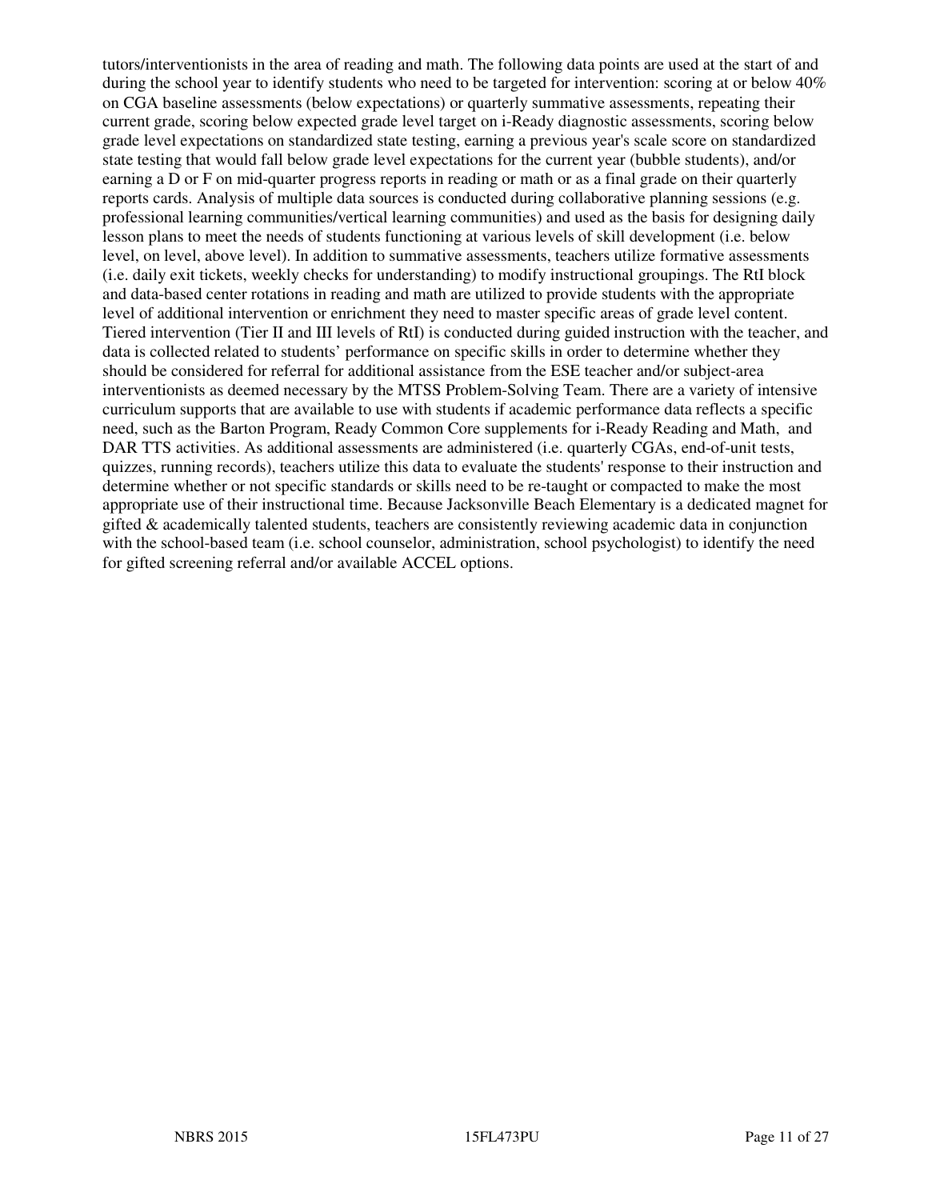tutors/interventionists in the area of reading and math. The following data points are used at the start of and during the school year to identify students who need to be targeted for intervention: scoring at or below 40% on CGA baseline assessments (below expectations) or quarterly summative assessments, repeating their current grade, scoring below expected grade level target on i-Ready diagnostic assessments, scoring below grade level expectations on standardized state testing, earning a previous year's scale score on standardized state testing that would fall below grade level expectations for the current year (bubble students), and/or earning a D or F on mid-quarter progress reports in reading or math or as a final grade on their quarterly reports cards. Analysis of multiple data sources is conducted during collaborative planning sessions (e.g. professional learning communities/vertical learning communities) and used as the basis for designing daily lesson plans to meet the needs of students functioning at various levels of skill development (i.e. below level, on level, above level). In addition to summative assessments, teachers utilize formative assessments (i.e. daily exit tickets, weekly checks for understanding) to modify instructional groupings. The RtI block and data-based center rotations in reading and math are utilized to provide students with the appropriate level of additional intervention or enrichment they need to master specific areas of grade level content. Tiered intervention (Tier II and III levels of RtI) is conducted during guided instruction with the teacher, and data is collected related to students' performance on specific skills in order to determine whether they should be considered for referral for additional assistance from the ESE teacher and/or subject-area interventionists as deemed necessary by the MTSS Problem-Solving Team. There are a variety of intensive curriculum supports that are available to use with students if academic performance data reflects a specific need, such as the Barton Program, Ready Common Core supplements for i-Ready Reading and Math, and DAR TTS activities. As additional assessments are administered (i.e. quarterly CGAs, end-of-unit tests, quizzes, running records), teachers utilize this data to evaluate the students' response to their instruction and determine whether or not specific standards or skills need to be re-taught or compacted to make the most appropriate use of their instructional time. Because Jacksonville Beach Elementary is a dedicated magnet for gifted & academically talented students, teachers are consistently reviewing academic data in conjunction with the school-based team (i.e. school counselor, administration, school psychologist) to identify the need for gifted screening referral and/or available ACCEL options.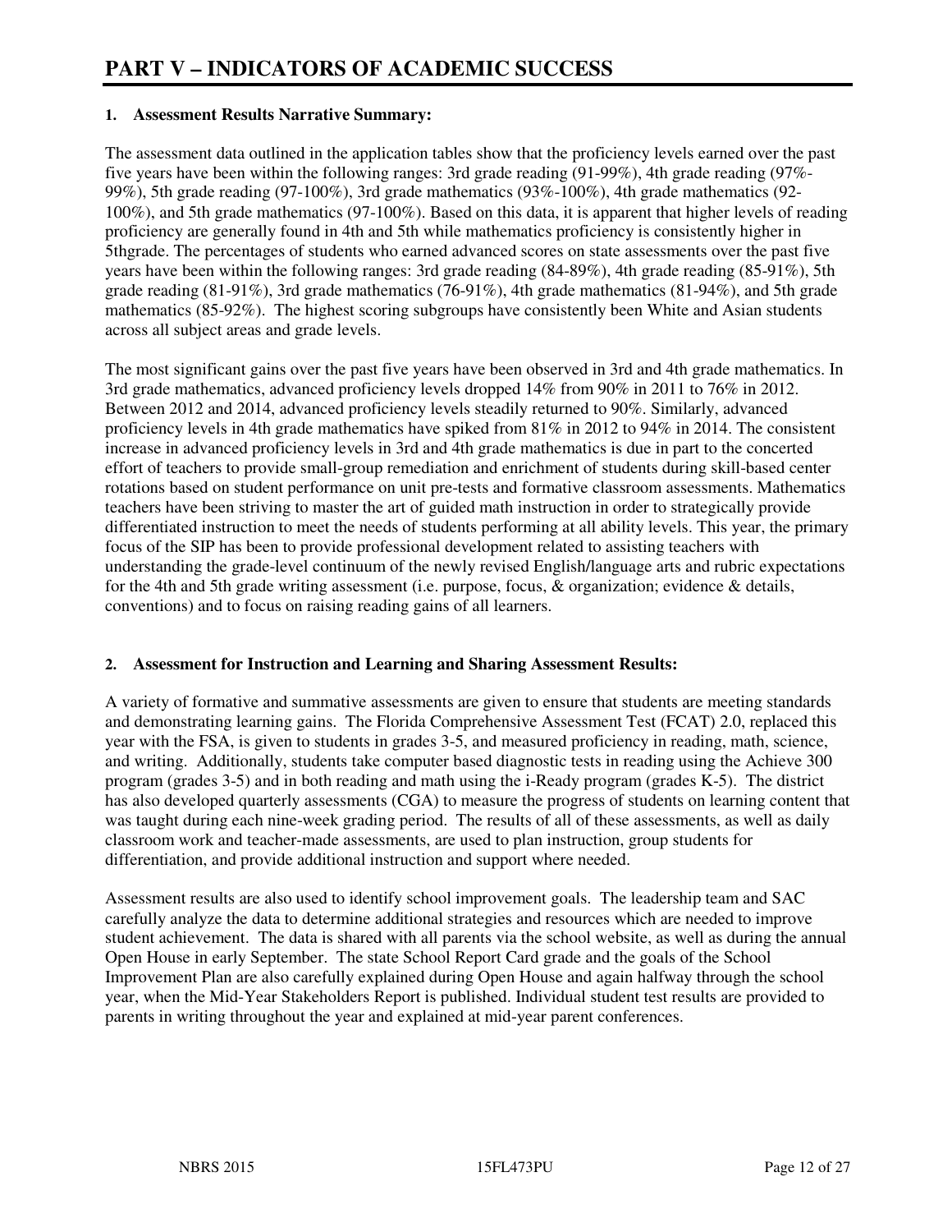# PART V – INDICATORS OF ACADEMIC SUCCESS

**1. Assessment Results Narrative Summary:**

The assessment data outlined in the application tables show that the proficiency levels earned over the past five years have been within the following ranges: 3rd grade reading (91-99%), 4th grade reading (97%-99%), 5th grade reading (97-100%), 3rd grade mathematics (93%-100%), 4th grade mathematics (92-100%), and 5th grade mathematics (97-100%). Based on this data, it is apparent that higher levels of reading proficiency are generally found in 4th and 5th while mathematics proficiency is consistently higher in 5thgrade. The percentages of students who earned advanced scores on state assessments over the past five years have been within the following ranges: 3rd grade reading (84-89%), 4th grade reading (85-91%), 5th grade reading (81-91%), 3rd grade mathematics (76-91%), 4th grade mathematics (81-94%), and 5th grade mathematics (85-92%). The highest scoring subgroups have consistently been White and Asian students across all subject areas and grade levels.

The most significant gains over the past five years have been observed in 3rd and 4th grade mathematics. In 3rd grade mathematics, advanced proficiency levels dropped 14% from 90% in 2011 to 76% in 2012. Between 2012 and 2014, advanced proficiency levels steadily returned to 90%. Similarly, advanced proficiency levels in 4th grade mathematics have spiked from 81% in 2012 to 94% in 2014. The consistent increase in advanced proficiency levels in 3rd and 4th grade mathematics is due in part to the concerted effort of teachers to provide small-group remediation and enrichment of students during skill-based center rotations based on student performance on unit pre-tests and formative classroom assessments. Mathematics teachers have been striving to master the art of guided math instruction in order to strategically provide differentiated instruction to meet the needs of students performing at all ability levels. This year, the primary focus of the SIP has been to provide professional development related to assisting teachers with understanding the grade-level continuum of the newly revised English/language arts and rubric expectations for the 4th and 5th grade writing assessment (i.e. purpose, focus, & organization; evidence & details, conventions) and to focus on raising reading gains of all learners.

**2. Assessment for Instruction and Learning and Sharing Assessment Results:**

A variety of formative and summative assessments are given to ensure that students are meeting standards and demonstrating learning gains. The Florida Comprehensive Assessment Test (FCAT) 2.0, replaced this year with the FSA, is given to students in grades 3-5, and measured proficiency in reading, math, science, and writing. Additionally, students take computer based diagnostic tests in reading using the Achieve 300 program (grades 3-5) and in both reading and math using the i-Ready program (grades K-5). The district has also developed quarterly assessments (CGA) to measure the progress of students on learning content that was taught during each nine-week grading period. The results of all of these assessments, as well as daily classroom work and teacher-made assessments, are used to plan instruction, group students for differentiation, and provide additional instruction and support where needed.

Assessment results are also used to identify school improvement goals. The leadership team and SAC carefully analyze the data to determine additional strategies and resources which are needed to improve student achievement. The data is shared with all parents via the school website, as well as during the annual Open House in early September. The state School Report Card grade and the goals of the School Improvement Plan are also carefully explained during Open House and again halfway through the school year, when the Mid-Year Stakeholders Report is published. Individual student test results are provided to parents in writing throughout the year and explained at mid-year parent conferences.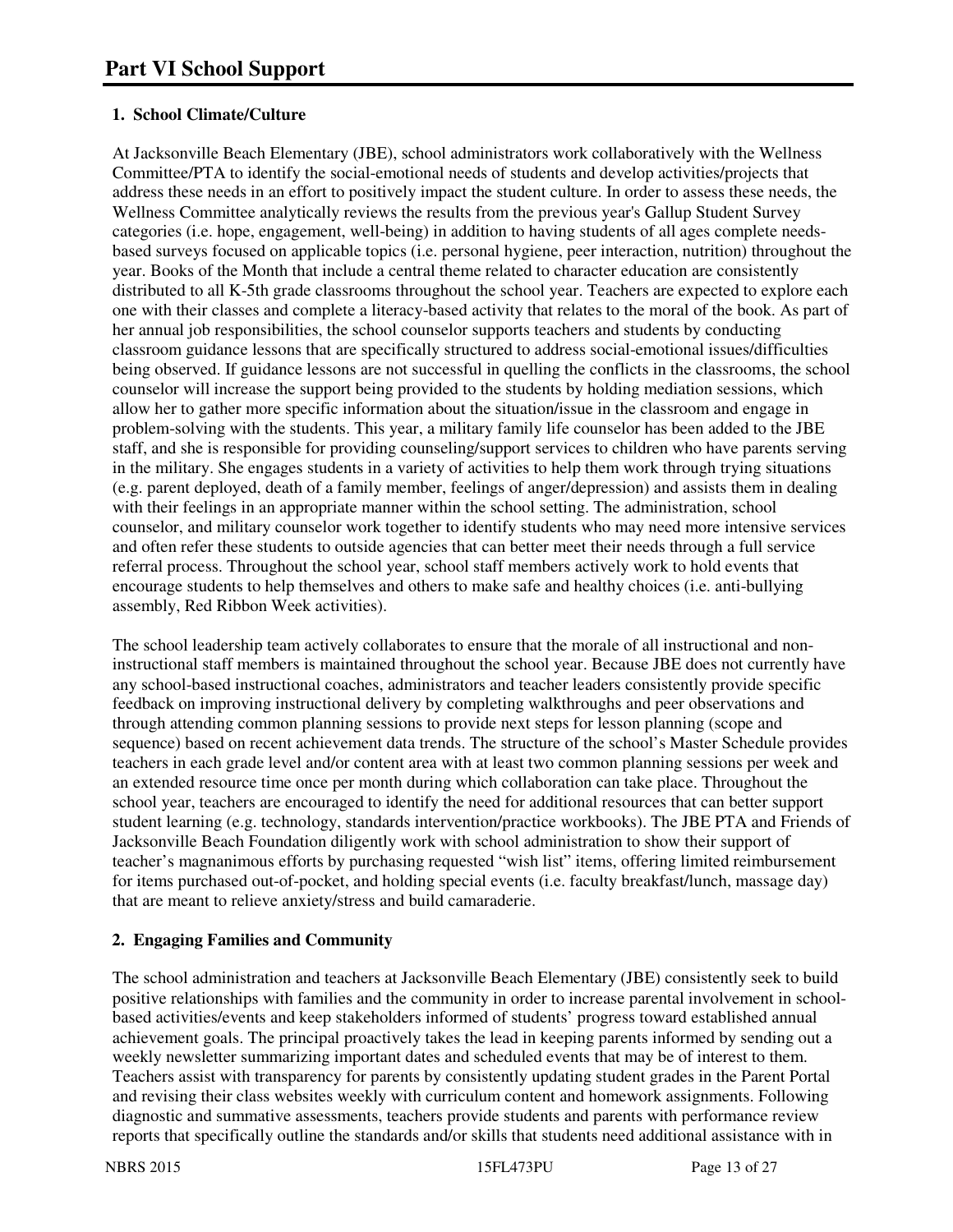# Part VI School Support

**1. School Climate/Culture**

At Jacksonville Beach Elementary (JBE), school administrators work collaboratively with the Wellness Committee/PTA to identify the social-emotional needs of students and develop activities/projects that address these needs in an effort to positively impact the student culture. In order to assess these needs, the Wellness Committee analytically reviews the results from the previous year's Gallup Student Survey categories (i.e. hope, engagement, well-being) in addition to having students of all ages complete needs-based surveys focused on applicable topics (i.e. personal hygiene, peer interaction, nutrition) throughout the year. Books of the Month that include a central theme related to character education are consistently distributed to all K-5th grade classrooms throughout the school year. Teachers are expected to explore each one with their classes and complete a literacy-based activity that relates to the moral of the book. As part of her annual job responsibilities, the school counselor supports teachers and students by conducting classroom guidance lessons that are specifically structured to address social-emotional issues/difficulties being observed. If guidance lessons are not successful in quelling the conflicts in the classrooms, the school counselor will increase the support being provided to the students by holding mediation sessions, which allow her to gather more specific information about the situation/issue in the classroom and engage in problem-solving with the students. This year, a military family life counselor has been added to the JBE staff, and she is responsible for providing counseling/support services to children who have parents serving in the military. She engages students in a variety of activities to help them work through trying situations (e.g. parent deployed, death of a family member, feelings of anger/depression) and assists them in dealing with their feelings in an appropriate manner within the school setting. The administration, school counselor, and military counselor work together to identify students who may need more intensive services and often refer these students to outside agencies that can better meet their needs through a full service referral process. Throughout the school year, school staff members actively work to hold events that encourage students to help themselves and others to make safe and healthy choices (i.e. anti-bullying assembly, Red Ribbon Week activities).

The school leadership team actively collaborates to ensure that the morale of all instructional and non-instructional staff members is maintained throughout the school year. Because JBE does not currently have any school-based instructional coaches, administrators and teacher leaders consistently provide specific feedback on improving instructional delivery by completing walkthroughs and peer observations and through attending common planning sessions to provide next steps for lesson planning (scope and sequence) based on recent achievement data trends. The structure of the school's Master Schedule provides teachers in each grade level and/or content area with at least two common planning sessions per week and an extended resource time once per month during which collaboration can take place. Throughout the school year, teachers are encouraged to identify the need for additional resources that can better support student learning (e.g. technology, standards intervention/practice workbooks). The JBE PTA and Friends of Jacksonville Beach Foundation diligently work with school administration to show their support of teacher's magnanimous efforts by purchasing requested "wish list" items, offering limited reimbursement for items purchased out-of-pocket, and holding special events (i.e. faculty breakfast/lunch, massage day) that are meant to relieve anxiety/stress and build camaraderie.

**2. Engaging Families and Community**

The school administration and teachers at Jacksonville Beach Elementary (JBE) consistently seek to build positive relationships with families and the community in order to increase parental involvement in school-based activities/events and keep stakeholders informed of students' progress toward established annual achievement goals. The principal proactively takes the lead in keeping parents informed by sending out a weekly newsletter summarizing important dates and scheduled events that may be of interest to them. Teachers assist with transparency for parents by consistently updating student grades in the Parent Portal and revising their class websites weekly with curriculum content and homework assignments. Following diagnostic and summative assessments, teachers provide students and parents with performance review reports that specifically outline the standards and/or skills that students need additional assistance with in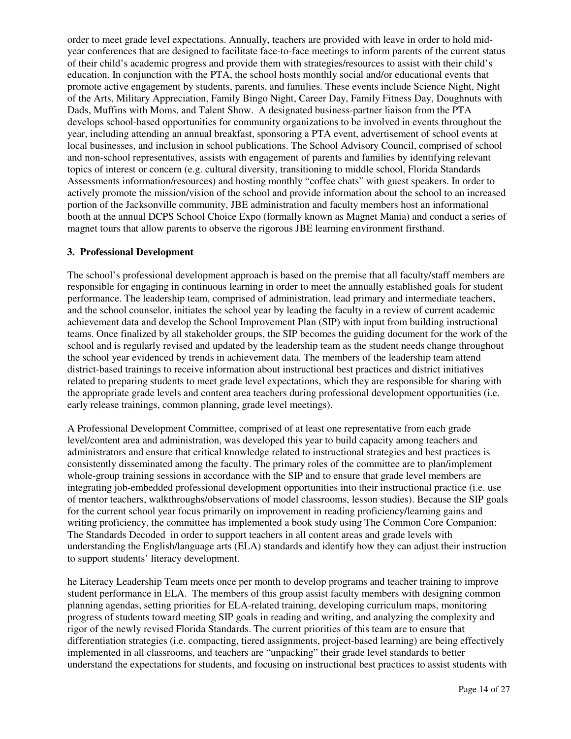order to meet grade level expectations. Annually, teachers are provided with leave in order to hold mid-year conferences that are designed to facilitate face-to-face meetings to inform parents of the current status of their child's academic progress and provide them with strategies/resources to assist with their child's education. In conjunction with the PTA, the school hosts monthly social and/or educational events that promote active engagement by students, parents, and families. These events include Science Night, Night of the Arts, Military Appreciation, Family Bingo Night, Career Day, Family Fitness Day, Doughnuts with Dads, Muffins with Moms, and Talent Show. A designated business-partner liaison from the PTA develops school-based opportunities for community organizations to be involved in events throughout the year, including attending an annual breakfast, sponsoring a PTA event, advertisement of school events at local businesses, and inclusion in school publications. The School Advisory Council, comprised of school and non-school representatives, assists with engagement of parents and families by identifying relevant topics of interest or concern (e.g. cultural diversity, transitioning to middle school, Florida Standards Assessments information/resources) and hosting monthly "coffee chats" with guest speakers. In order to actively promote the mission/vision of the school and provide information about the school to an increased portion of the Jacksonville community, JBE administration and faculty members host an informational booth at the annual DCPS School Choice Expo (formally known as Magnet Mania) and conduct a series of magnet tours that allow parents to observe the rigorous JBE learning environment firsthand.

### 3. Professional Development

The school's professional development approach is based on the premise that all faculty/staff members are responsible for engaging in continuous learning in order to meet the annually established goals for student performance. The leadership team, comprised of administration, lead primary and intermediate teachers, and the school counselor, initiates the school year by leading the faculty in a review of current academic achievement data and develop the School Improvement Plan (SIP) with input from building instructional teams. Once finalized by all stakeholder groups, the SIP becomes the guiding document for the work of the school and is regularly revised and updated by the leadership team as the student needs change throughout the school year evidenced by trends in achievement data. The members of the leadership team attend district-based trainings to receive information about instructional best practices and district initiatives related to preparing students to meet grade level expectations, which they are responsible for sharing with the appropriate grade levels and content area teachers during professional development opportunities (i.e. early release trainings, common planning, grade level meetings).

A Professional Development Committee, comprised of at least one representative from each grade level/content area and administration, was developed this year to build capacity among teachers and administrators and ensure that critical knowledge related to instructional strategies and best practices is consistently disseminated among the faculty. The primary roles of the committee are to plan/implement whole-group training sessions in accordance with the SIP and to ensure that grade level members are integrating job-embedded professional development opportunities into their instructional practice (i.e. use of mentor teachers, walkthroughs/observations of model classrooms, lesson studies). Because the SIP goals for the current school year focus primarily on improvement in reading proficiency/learning gains and writing proficiency, the committee has implemented a book study using The Common Core Companion: The Standards Decoded in order to support teachers in all content areas and grade levels with understanding the English/language arts (ELA) standards and identify how they can adjust their instruction to support students' literacy development.

he Literacy Leadership Team meets once per month to develop programs and teacher training to improve student performance in ELA. The members of this group assist faculty members with designing common planning agendas, setting priorities for ELA-related training, developing curriculum maps, monitoring progress of students toward meeting SIP goals in reading and writing, and analyzing the complexity and rigor of the newly revised Florida Standards. The current priorities of this team are to ensure that differentiation strategies (i.e. compacting, tiered assignments, project-based learning) are being effectively implemented in all classrooms, and teachers are "unpacking" their grade level standards to better understand the expectations for students, and focusing on instructional best practices to assist students with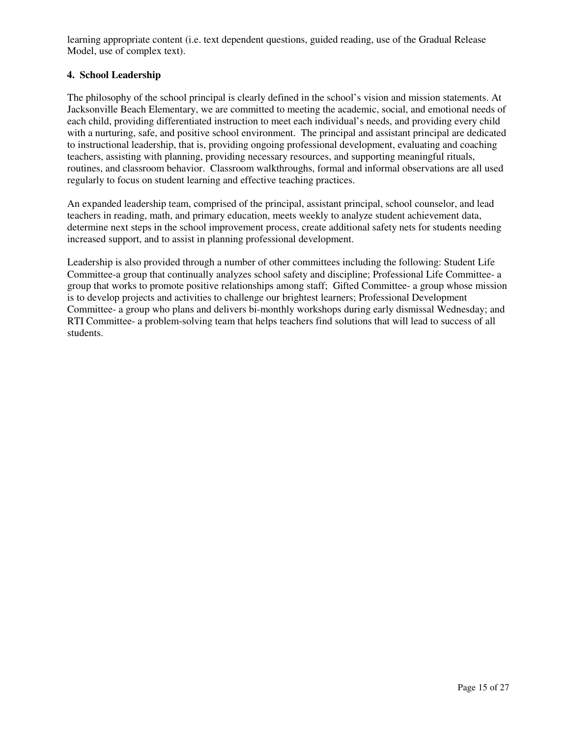learning appropriate content (i.e. text dependent questions, guided reading, use of the Gradual Release Model, use of complex text).

**4. School Leadership**

The philosophy of the school principal is clearly defined in the school's vision and mission statements. At Jacksonville Beach Elementary, we are committed to meeting the academic, social, and emotional needs of each child, providing differentiated instruction to meet each individual's needs, and providing every child with a nurturing, safe, and positive school environment. The principal and assistant principal are dedicated to instructional leadership, that is, providing ongoing professional development, evaluating and coaching teachers, assisting with planning, providing necessary resources, and supporting meaningful rituals, routines, and classroom behavior. Classroom walkthroughs, formal and informal observations are all used regularly to focus on student learning and effective teaching practices.

An expanded leadership team, comprised of the principal, assistant principal, school counselor, and lead teachers in reading, math, and primary education, meets weekly to analyze student achievement data, determine next steps in the school improvement process, create additional safety nets for students needing increased support, and to assist in planning professional development.

Leadership is also provided through a number of other committees including the following: Student Life Committee-a group that continually analyzes school safety and discipline; Professional Life Committee- a group that works to promote positive relationships among staff; Gifted Committee- a group whose mission is to develop projects and activities to challenge our brightest learners; Professional Development Committee- a group who plans and delivers bi-monthly workshops during early dismissal Wednesday; and RTI Committee- a problem-solving team that helps teachers find solutions that will lead to success of all students.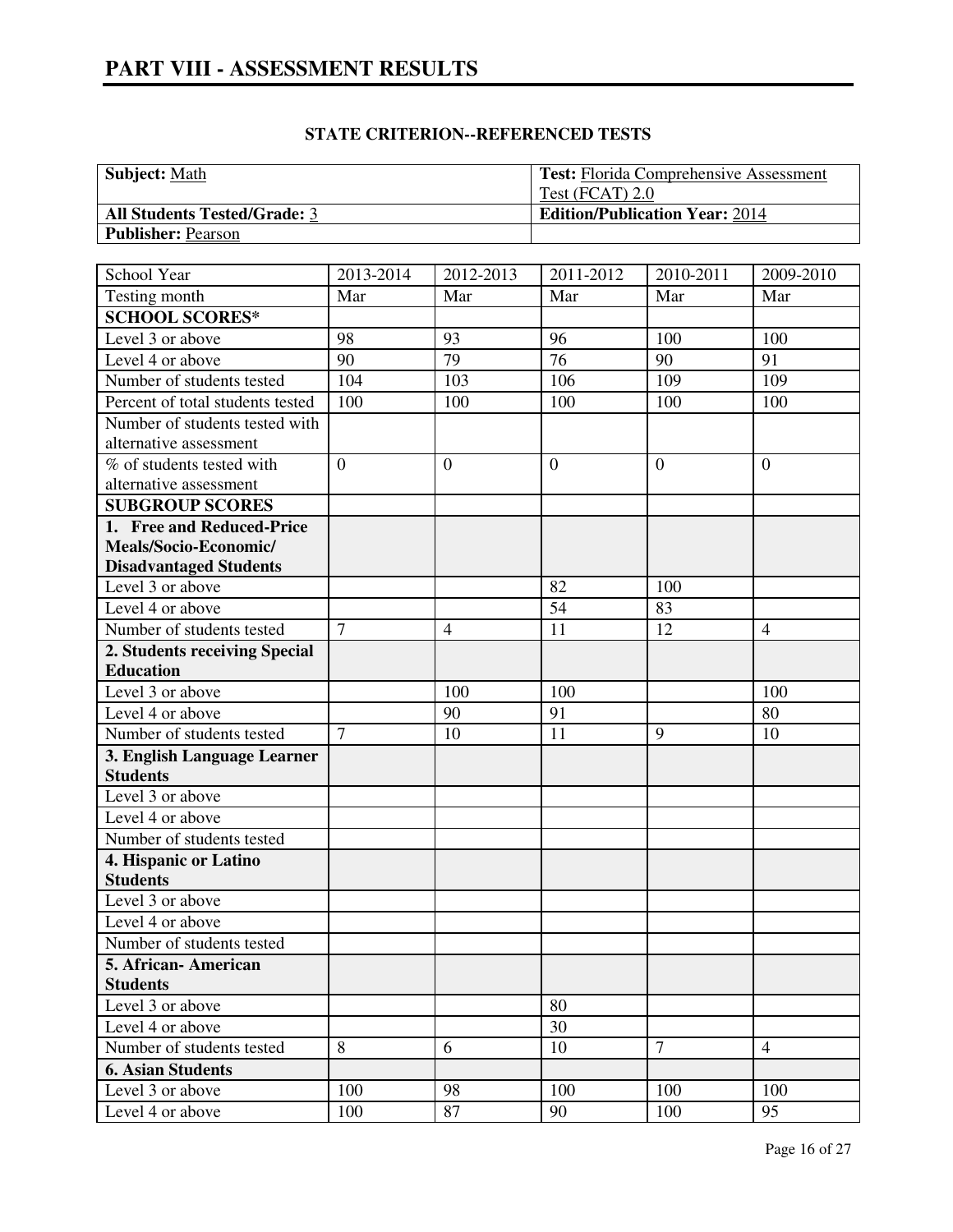# PART VIII - ASSESSMENT RESULTS

## STATE CRITERION--REFERENCED TESTS

| **Subject:** Math | **Test:** Florida Comprehensive Assessment Test (FCAT) 2.0 |
|---|---|
| **All Students Tested/Grade:** 3 | **Edition/Publication Year:** 2014 |
| **Publisher:** Pearson | |

| School Year | 2013-2014 | 2012-2013 | 2011-2012 | 2010-2011 | 2009-2010 |
|---|---|---|---|---|---|
| Testing month | Mar | Mar | Mar | Mar | Mar |
| **SCHOOL SCORES*** | | | | | |
| Level 3 or above | 98 | 93 | 96 | 100 | 100 |
| Level 4 or above | 90 | 79 | 76 | 90 | 91 |
| Number of students tested | 104 | 103 | 106 | 109 | 109 |
| Percent of total students tested | 100 | 100 | 100 | 100 | 100 |
| Number of students tested with alternative assessment | | | | | |
| % of students tested with alternative assessment | 0 | 0 | 0 | 0 | 0 |
| **SUBGROUP SCORES** | | | | | |
| **1. Free and Reduced-Price Meals/Socio-Economic/ Disadvantaged Students** | | | | | |
| Level 3 or above | | | 82 | 100 | |
| Level 4 or above | | | 54 | 83 | |
| Number of students tested | 7 | 4 | 11 | 12 | 4 |
| **2. Students receiving Special Education** | | | | | |
| Level 3 or above | | 100 | 100 | | 100 |
| Level 4 or above | | 90 | 91 | | 80 |
| Number of students tested | 7 | 10 | 11 | 9 | 10 |
| **3. English Language Learner Students** | | | | | |
| Level 3 or above | | | | | |
| Level 4 or above | | | | | |
| Number of students tested | | | | | |
| **4. Hispanic or Latino Students** | | | | | |
| Level 3 or above | | | | | |
| Level 4 or above | | | | | |
| Number of students tested | | | | | |
| **5. African- American Students** | | | | | |
| Level 3 or above | | | 80 | | |
| Level 4 or above | | | 30 | | |
| Number of students tested | 8 | 6 | 10 | 7 | 4 |
| **6. Asian Students** | | | | | |
| Level 3 or above | 100 | 98 | 100 | 100 | 100 |
| Level 4 or above | 100 | 87 | 90 | 100 | 95 |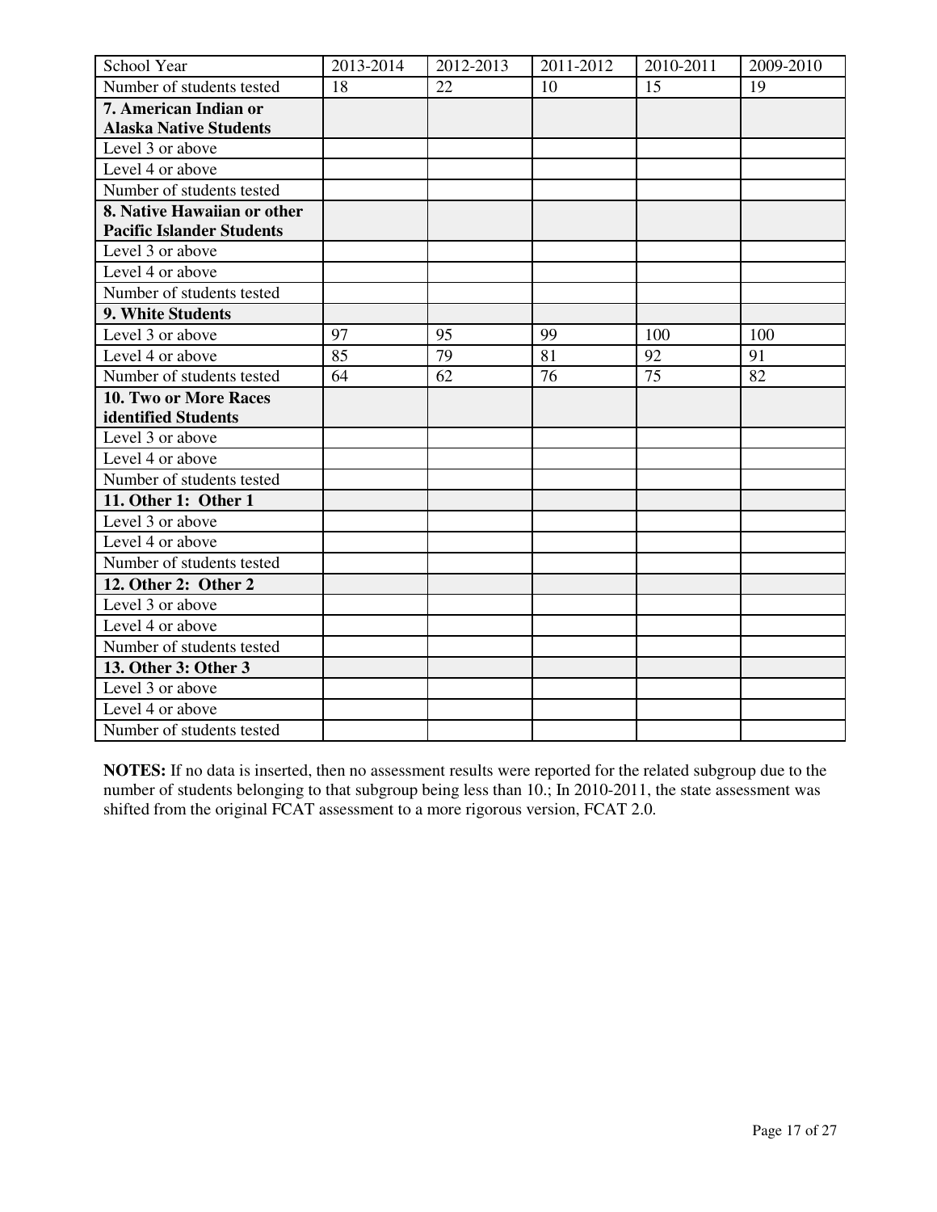| School Year | 2013-2014 | 2012-2013 | 2011-2012 | 2010-2011 | 2009-2010 |
|---|---|---|---|---|---|
| Number of students tested | 18 | 22 | 10 | 15 | 19 |
| **7. American Indian or Alaska Native Students** | | | | | |
| Level 3 or above | | | | | |
| Level 4 or above | | | | | |
| Number of students tested | | | | | |
| **8. Native Hawaiian or other Pacific Islander Students** | | | | | |
| Level 3 or above | | | | | |
| Level 4 or above | | | | | |
| Number of students tested | | | | | |
| **9. White Students** | | | | | |
| Level 3 or above | 97 | 95 | 99 | 100 | 100 |
| Level 4 or above | 85 | 79 | 81 | 92 | 91 |
| Number of students tested | 64 | 62 | 76 | 75 | 82 |
| **10. Two or More Races identified Students** | | | | | |
| Level 3 or above | | | | | |
| Level 4 or above | | | | | |
| Number of students tested | | | | | |
| **11. Other 1: Other 1** | | | | | |
| Level 3 or above | | | | | |
| Level 4 or above | | | | | |
| Number of students tested | | | | | |
| **12. Other 2: Other 2** | | | | | |
| Level 3 or above | | | | | |
| Level 4 or above | | | | | |
| Number of students tested | | | | | |
| **13. Other 3: Other 3** | | | | | |
| Level 3 or above | | | | | |
| Level 4 or above | | | | | |
| Number of students tested | | | | | |

**NOTES:** If no data is inserted, then no assessment results were reported for the related subgroup due to the number of students belonging to that subgroup being less than 10.; In 2010-2011, the state assessment was shifted from the original FCAT assessment to a more rigorous version, FCAT 2.0.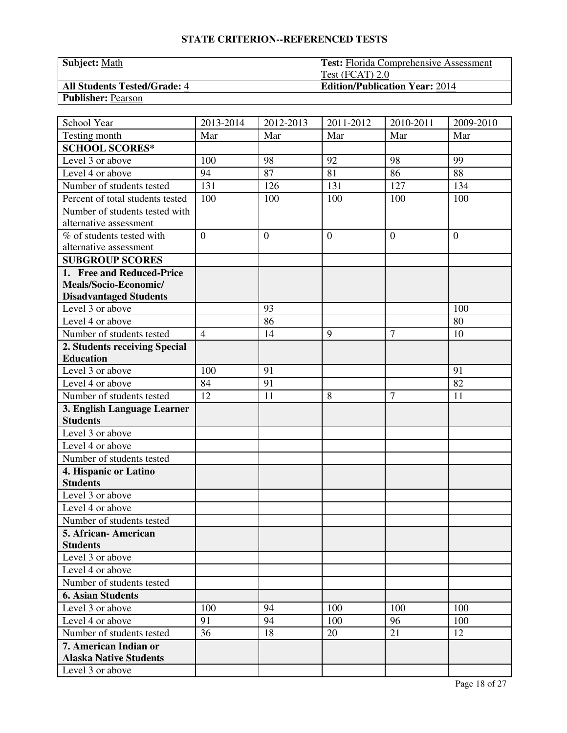## STATE CRITERION--REFERENCED TESTS

| **Subject:** Math | **Test:** Florida Comprehensive Assessment Test (FCAT) 2.0 |
|---|---|
| **All Students Tested/Grade:** 4 | **Edition/Publication Year:** 2014 |
| **Publisher:** Pearson | |

| School Year | 2013-2014 | 2012-2013 | 2011-2012 | 2010-2011 | 2009-2010 |
|---|---|---|---|---|---|
| Testing month | Mar | Mar | Mar | Mar | Mar |
| **SCHOOL SCORES*** | | | | | |
| Level 3 or above | 100 | 98 | 92 | 98 | 99 |
| Level 4 or above | 94 | 87 | 81 | 86 | 88 |
| Number of students tested | 131 | 126 | 131 | 127 | 134 |
| Percent of total students tested | 100 | 100 | 100 | 100 | 100 |
| Number of students tested with alternative assessment | | | | | |
| % of students tested with alternative assessment | 0 | 0 | 0 | 0 | 0 |
| **SUBGROUP SCORES** | | | | | |
| **1. Free and Reduced-Price Meals/Socio-Economic/ Disadvantaged Students** | | | | | |
| Level 3 or above | | 93 | | | 100 |
| Level 4 or above | | 86 | | | 80 |
| Number of students tested | 4 | 14 | 9 | 7 | 10 |
| **2. Students receiving Special Education** | | | | | |
| Level 3 or above | 100 | 91 | | | 91 |
| Level 4 or above | 84 | 91 | | | 82 |
| Number of students tested | 12 | 11 | 8 | 7 | 11 |
| **3. English Language Learner Students** | | | | | |
| Level 3 or above | | | | | |
| Level 4 or above | | | | | |
| Number of students tested | | | | | |
| **4. Hispanic or Latino Students** | | | | | |
| Level 3 or above | | | | | |
| Level 4 or above | | | | | |
| Number of students tested | | | | | |
| **5. African- American Students** | | | | | |
| Level 3 or above | | | | | |
| Level 4 or above | | | | | |
| Number of students tested | | | | | |
| **6. Asian Students** | | | | | |
| Level 3 or above | 100 | 94 | 100 | 100 | 100 |
| Level 4 or above | 91 | 94 | 100 | 96 | 100 |
| Number of students tested | 36 | 18 | 20 | 21 | 12 |
| **7. American Indian or Alaska Native Students** | | | | | |
| Level 3 or above | | | | | |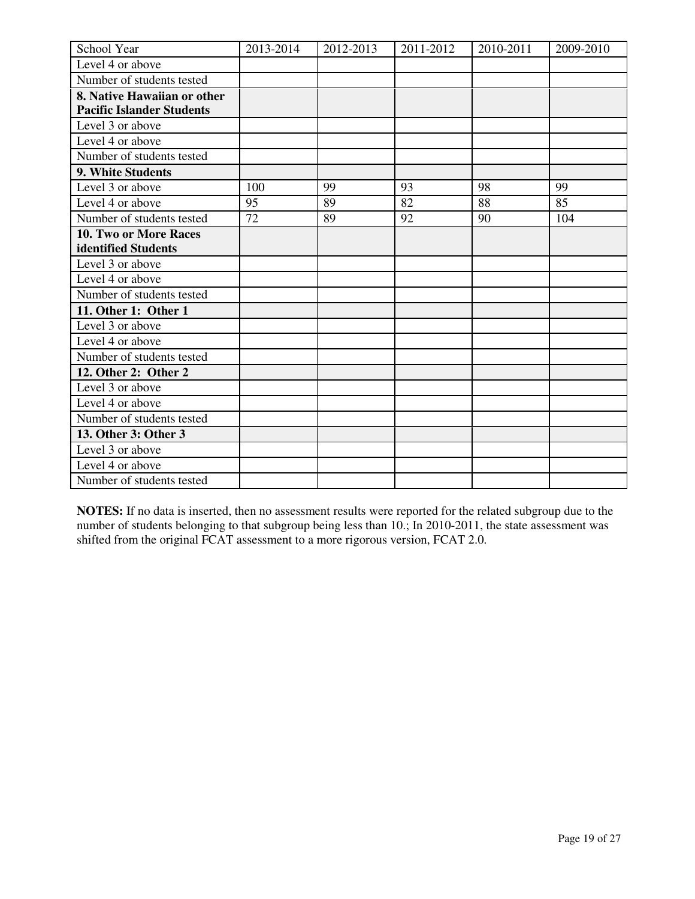| School Year | 2013-2014 | 2012-2013 | 2011-2012 | 2010-2011 | 2009-2010 |
|---|---|---|---|---|---|
| Level 4 or above | | | | | |
| Number of students tested | | | | | |
| **8. Native Hawaiian or other Pacific Islander Students** | | | | | |
| Level 3 or above | | | | | |
| Level 4 or above | | | | | |
| Number of students tested | | | | | |
| **9. White Students** | | | | | |
| Level 3 or above | 100 | 99 | 93 | 98 | 99 |
| Level 4 or above | 95 | 89 | 82 | 88 | 85 |
| Number of students tested | 72 | 89 | 92 | 90 | 104 |
| **10. Two or More Races identified Students** | | | | | |
| Level 3 or above | | | | | |
| Level 4 or above | | | | | |
| Number of students tested | | | | | |
| **11. Other 1: Other 1** | | | | | |
| Level 3 or above | | | | | |
| Level 4 or above | | | | | |
| Number of students tested | | | | | |
| **12. Other 2: Other 2** | | | | | |
| Level 3 or above | | | | | |
| Level 4 or above | | | | | |
| Number of students tested | | | | | |
| **13. Other 3: Other 3** | | | | | |
| Level 3 or above | | | | | |
| Level 4 or above | | | | | |
| Number of students tested | | | | | |

**NOTES:** If no data is inserted, then no assessment results were reported for the related subgroup due to the number of students belonging to that subgroup being less than 10.; In 2010-2011, the state assessment was shifted from the original FCAT assessment to a more rigorous version, FCAT 2.0.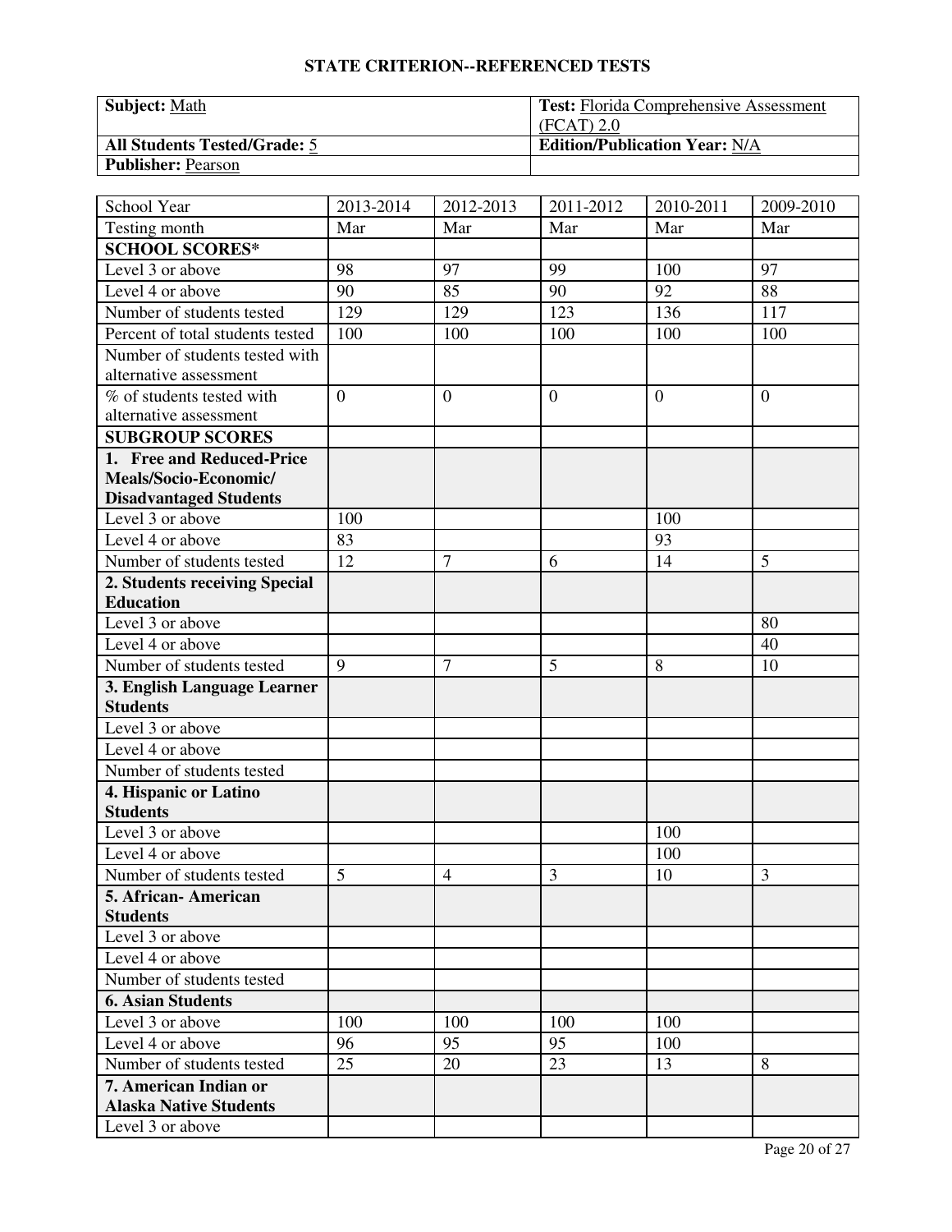## STATE CRITERION--REFERENCED TESTS

| **Subject:** Math | **Test:** Florida Comprehensive Assessment (FCAT) 2.0 |
|---|---|
| **All Students Tested/Grade:** 5 | **Edition/Publication Year:** N/A |
| **Publisher:** Pearson | |

| School Year | 2013-2014 | 2012-2013 | 2011-2012 | 2010-2011 | 2009-2010 |
|---|---|---|---|---|---|
| Testing month | Mar | Mar | Mar | Mar | Mar |
| **SCHOOL SCORES*** | | | | | |
| Level 3 or above | 98 | 97 | 99 | 100 | 97 |
| Level 4 or above | 90 | 85 | 90 | 92 | 88 |
| Number of students tested | 129 | 129 | 123 | 136 | 117 |
| Percent of total students tested | 100 | 100 | 100 | 100 | 100 |
| Number of students tested with alternative assessment | | | | | |
| % of students tested with alternative assessment | 0 | 0 | 0 | 0 | 0 |
| **SUBGROUP SCORES** | | | | | |
| **1. Free and Reduced-Price Meals/Socio-Economic/ Disadvantaged Students** | | | | | |
| Level 3 or above | 100 | | | 100 | |
| Level 4 or above | 83 | | | 93 | |
| Number of students tested | 12 | 7 | 6 | 14 | 5 |
| **2. Students receiving Special Education** | | | | | |
| Level 3 or above | | | | | 80 |
| Level 4 or above | | | | | 40 |
| Number of students tested | 9 | 7 | 5 | 8 | 10 |
| **3. English Language Learner Students** | | | | | |
| Level 3 or above | | | | | |
| Level 4 or above | | | | | |
| Number of students tested | | | | | |
| **4. Hispanic or Latino Students** | | | | | |
| Level 3 or above | | | | 100 | |
| Level 4 or above | | | | 100 | |
| Number of students tested | 5 | 4 | 3 | 10 | 3 |
| **5. African- American Students** | | | | | |
| Level 3 or above | | | | | |
| Level 4 or above | | | | | |
| Number of students tested | | | | | |
| **6. Asian Students** | | | | | |
| Level 3 or above | 100 | 100 | 100 | 100 | |
| Level 4 or above | 96 | 95 | 95 | 100 | |
| Number of students tested | 25 | 20 | 23 | 13 | 8 |
| **7. American Indian or Alaska Native Students** | | | | | |
| Level 3 or above | | | | | |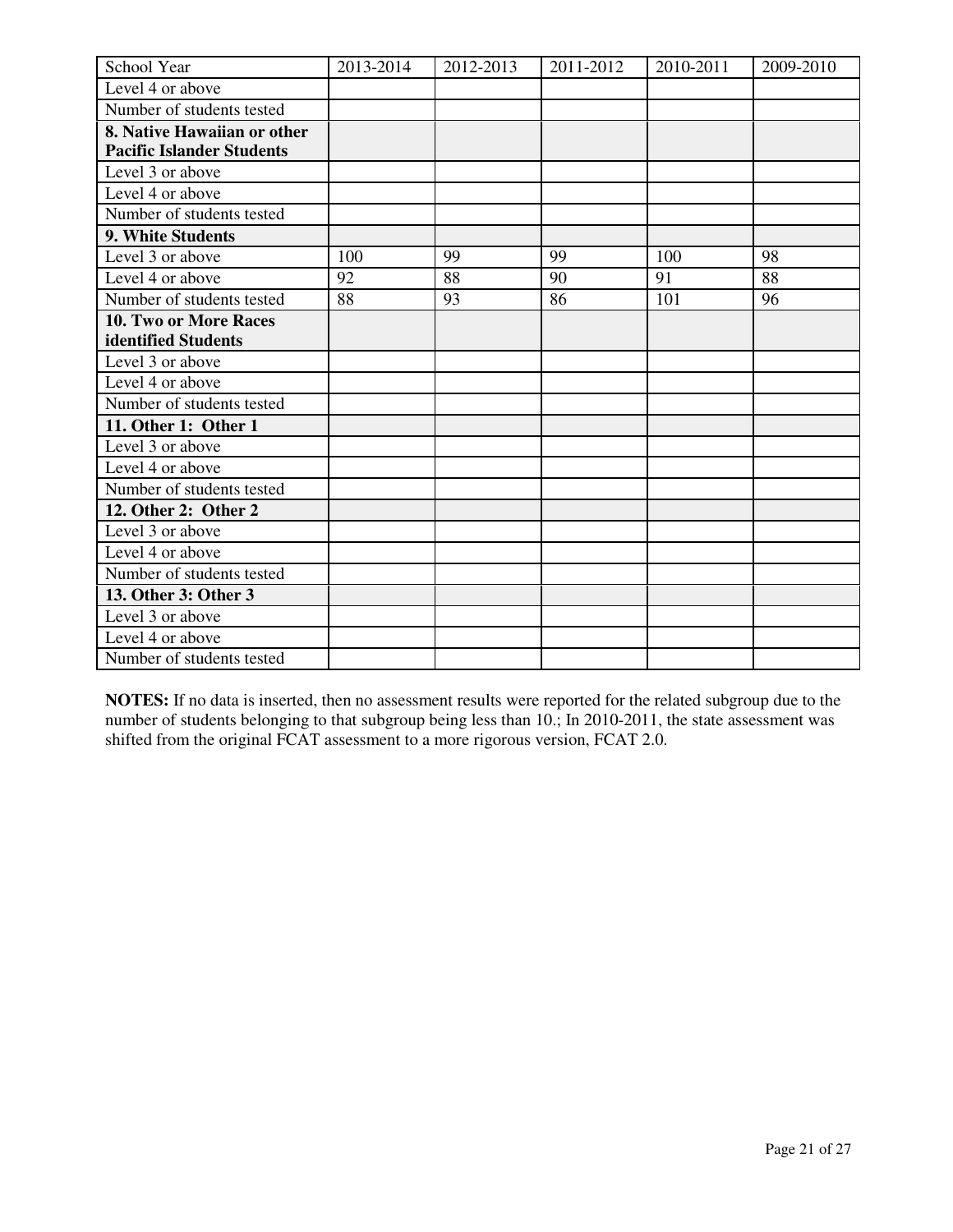| School Year | 2013-2014 | 2012-2013 | 2011-2012 | 2010-2011 | 2009-2010 |
|---|---|---|---|---|---|
| Level 4 or above | | | | | |
| Number of students tested | | | | | |
| **8. Native Hawaiian or other Pacific Islander Students** | | | | | |
| Level 3 or above | | | | | |
| Level 4 or above | | | | | |
| Number of students tested | | | | | |
| **9. White Students** | | | | | |
| Level 3 or above | 100 | 99 | 99 | 100 | 98 |
| Level 4 or above | 92 | 88 | 90 | 91 | 88 |
| Number of students tested | 88 | 93 | 86 | 101 | 96 |
| **10. Two or More Races identified Students** | | | | | |
| Level 3 or above | | | | | |
| Level 4 or above | | | | | |
| Number of students tested | | | | | |
| **11. Other 1: Other 1** | | | | | |
| Level 3 or above | | | | | |
| Level 4 or above | | | | | |
| Number of students tested | | | | | |
| **12. Other 2: Other 2** | | | | | |
| Level 3 or above | | | | | |
| Level 4 or above | | | | | |
| Number of students tested | | | | | |
| **13. Other 3: Other 3** | | | | | |
| Level 3 or above | | | | | |
| Level 4 or above | | | | | |
| Number of students tested | | | | | |

**NOTES:** If no data is inserted, then no assessment results were reported for the related subgroup due to the number of students belonging to that subgroup being less than 10.; In 2010-2011, the state assessment was shifted from the original FCAT assessment to a more rigorous version, FCAT 2.0.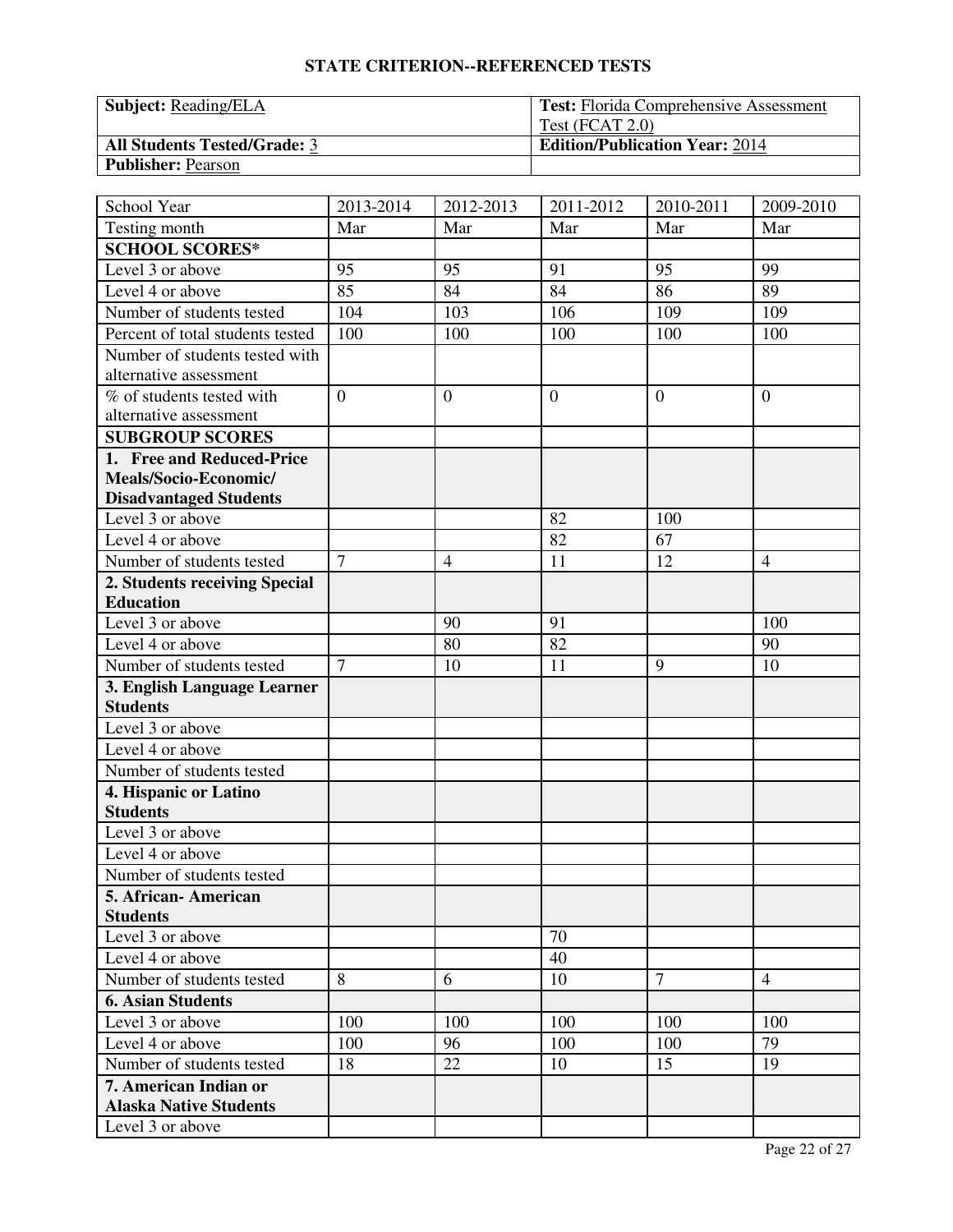**STATE CRITERION--REFERENCED TESTS**

| **Subject:** Reading/ELA | **Test:** Florida Comprehensive Assessment Test (FCAT 2.0) |
|---|---|
| **All Students Tested/Grade:** 3 | **Edition/Publication Year:** 2014 |
| **Publisher:** Pearson | |

| School Year | 2013-2014 | 2012-2013 | 2011-2012 | 2010-2011 | 2009-2010 |
|---|---|---|---|---|---|
| Testing month | Mar | Mar | Mar | Mar | Mar |
| **SCHOOL SCORES*** | | | | | |
| Level 3 or above | 95 | 95 | 91 | 95 | 99 |
| Level 4 or above | 85 | 84 | 84 | 86 | 89 |
| Number of students tested | 104 | 103 | 106 | 109 | 109 |
| Percent of total students tested | 100 | 100 | 100 | 100 | 100 |
| Number of students tested with alternative assessment | | | | | |
| % of students tested with alternative assessment | 0 | 0 | 0 | 0 | 0 |
| **SUBGROUP SCORES** | | | | | |
| **1. Free and Reduced-Price Meals/Socio-Economic/ Disadvantaged Students** | | | | | |
| Level 3 or above | | | 82 | 100 | |
| Level 4 or above | | | 82 | 67 | |
| Number of students tested | 7 | 4 | 11 | 12 | 4 |
| **2. Students receiving Special Education** | | | | | |
| Level 3 or above | | 90 | 91 | | 100 |
| Level 4 or above | | 80 | 82 | | 90 |
| Number of students tested | 7 | 10 | 11 | 9 | 10 |
| **3. English Language Learner Students** | | | | | |
| Level 3 or above | | | | | |
| Level 4 or above | | | | | |
| Number of students tested | | | | | |
| **4. Hispanic or Latino Students** | | | | | |
| Level 3 or above | | | | | |
| Level 4 or above | | | | | |
| Number of students tested | | | | | |
| **5. African- American Students** | | | | | |
| Level 3 or above | | | 70 | | |
| Level 4 or above | | | 40 | | |
| Number of students tested | 8 | 6 | 10 | 7 | 4 |
| **6. Asian Students** | | | | | |
| Level 3 or above | 100 | 100 | 100 | 100 | 100 |
| Level 4 or above | 100 | 96 | 100 | 100 | 79 |
| Number of students tested | 18 | 22 | 10 | 15 | 19 |
| **7. American Indian or Alaska Native Students** | | | | | |
| Level 3 or above | | | | | |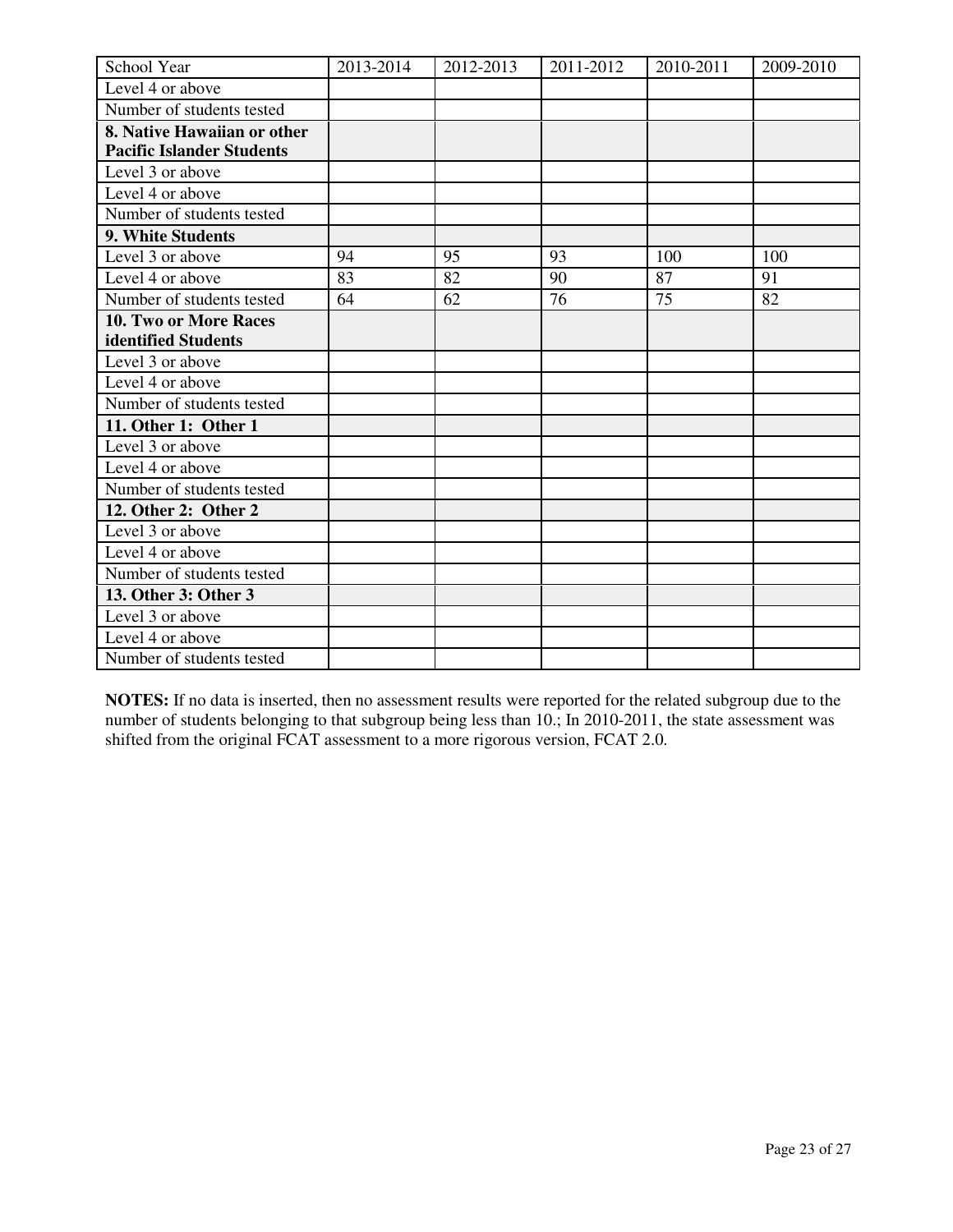| School Year | 2013-2014 | 2012-2013 | 2011-2012 | 2010-2011 | 2009-2010 |
|---|---|---|---|---|---|
| Level 4 or above | | | | | |
| Number of students tested | | | | | |
| **8. Native Hawaiian or other Pacific Islander Students** | | | | | |
| Level 3 or above | | | | | |
| Level 4 or above | | | | | |
| Number of students tested | | | | | |
| **9. White Students** | | | | | |
| Level 3 or above | 94 | 95 | 93 | 100 | 100 |
| Level 4 or above | 83 | 82 | 90 | 87 | 91 |
| Number of students tested | 64 | 62 | 76 | 75 | 82 |
| **10. Two or More Races identified Students** | | | | | |
| Level 3 or above | | | | | |
| Level 4 or above | | | | | |
| Number of students tested | | | | | |
| **11. Other 1: Other 1** | | | | | |
| Level 3 or above | | | | | |
| Level 4 or above | | | | | |
| Number of students tested | | | | | |
| **12. Other 2: Other 2** | | | | | |
| Level 3 or above | | | | | |
| Level 4 or above | | | | | |
| Number of students tested | | | | | |
| **13. Other 3: Other 3** | | | | | |
| Level 3 or above | | | | | |
| Level 4 or above | | | | | |
| Number of students tested | | | | | |

**NOTES:** If no data is inserted, then no assessment results were reported for the related subgroup due to the number of students belonging to that subgroup being less than 10.; In 2010-2011, the state assessment was shifted from the original FCAT assessment to a more rigorous version, FCAT 2.0.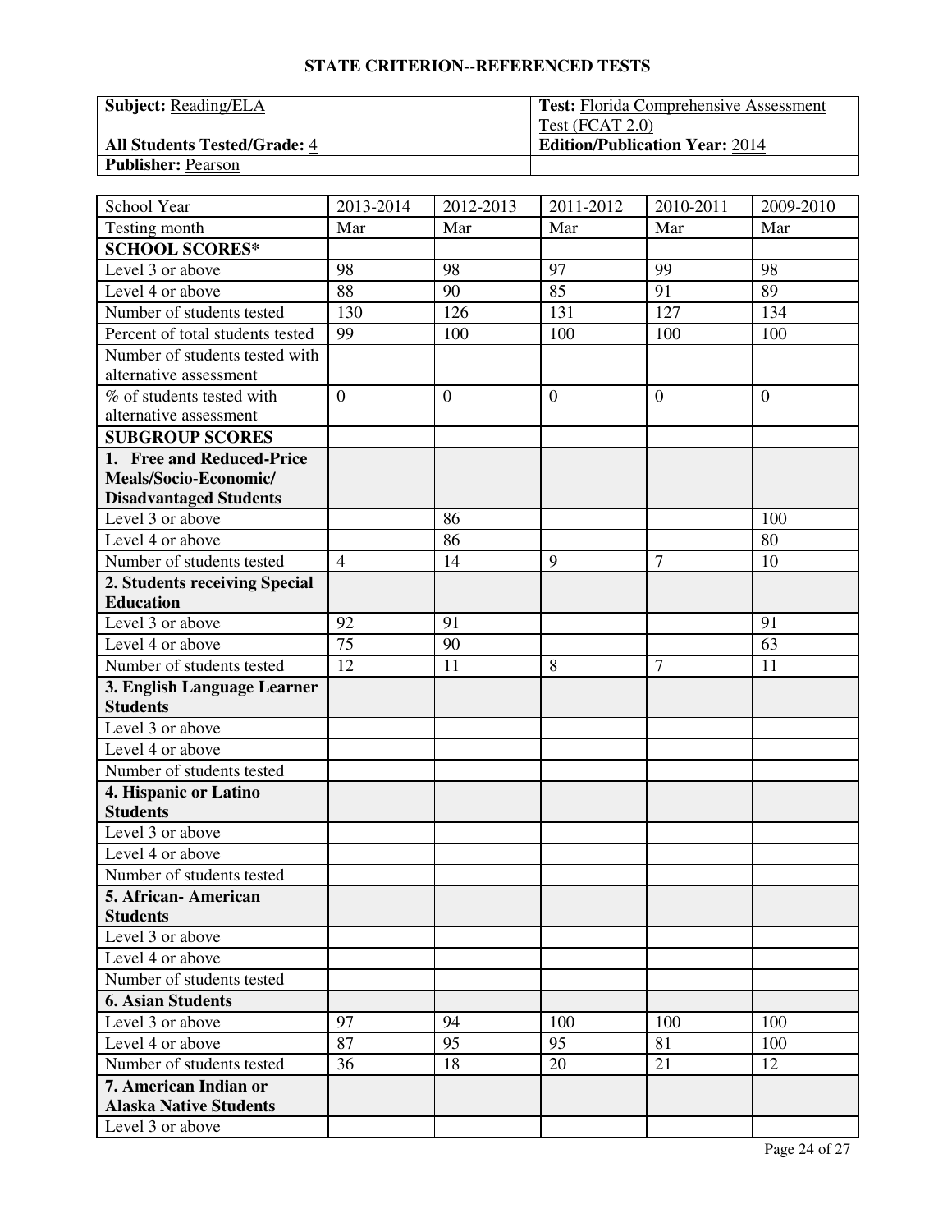## STATE CRITERION--REFERENCED TESTS

| **Subject:** Reading/ELA | **Test:** Florida Comprehensive Assessment Test (FCAT 2.0) |
|---|---|
| **All Students Tested/Grade:** 4 | **Edition/Publication Year:** 2014 |
| **Publisher:** Pearson | |

| School Year | 2013-2014 | 2012-2013 | 2011-2012 | 2010-2011 | 2009-2010 |
|---|---|---|---|---|---|
| Testing month | Mar | Mar | Mar | Mar | Mar |
| **SCHOOL SCORES*** | | | | | |
| Level 3 or above | 98 | 98 | 97 | 99 | 98 |
| Level 4 or above | 88 | 90 | 85 | 91 | 89 |
| Number of students tested | 130 | 126 | 131 | 127 | 134 |
| Percent of total students tested | 99 | 100 | 100 | 100 | 100 |
| Number of students tested with alternative assessment | | | | | |
| % of students tested with alternative assessment | 0 | 0 | 0 | 0 | 0 |
| **SUBGROUP SCORES** | | | | | |
| **1. Free and Reduced-Price Meals/Socio-Economic/ Disadvantaged Students** | | | | | |
| Level 3 or above | | 86 | | | 100 |
| Level 4 or above | | 86 | | | 80 |
| Number of students tested | 4 | 14 | 9 | 7 | 10 |
| **2. Students receiving Special Education** | | | | | |
| Level 3 or above | 92 | 91 | | | 91 |
| Level 4 or above | 75 | 90 | | | 63 |
| Number of students tested | 12 | 11 | 8 | 7 | 11 |
| **3. English Language Learner Students** | | | | | |
| Level 3 or above | | | | | |
| Level 4 or above | | | | | |
| Number of students tested | | | | | |
| **4. Hispanic or Latino Students** | | | | | |
| Level 3 or above | | | | | |
| Level 4 or above | | | | | |
| Number of students tested | | | | | |
| **5. African- American Students** | | | | | |
| Level 3 or above | | | | | |
| Level 4 or above | | | | | |
| Number of students tested | | | | | |
| **6. Asian Students** | | | | | |
| Level 3 or above | 97 | 94 | 100 | 100 | 100 |
| Level 4 or above | 87 | 95 | 95 | 81 | 100 |
| Number of students tested | 36 | 18 | 20 | 21 | 12 |
| **7. American Indian or Alaska Native Students** | | | | | |
| Level 3 or above | | | | | |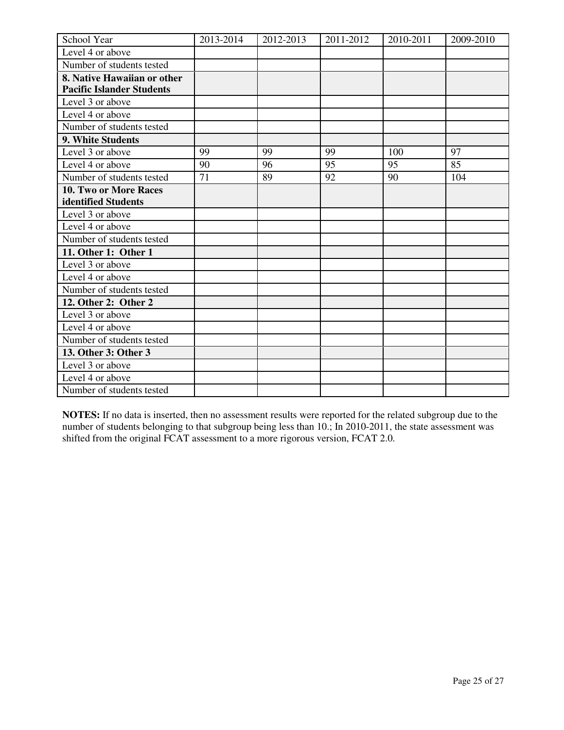| School Year | 2013-2014 | 2012-2013 | 2011-2012 | 2010-2011 | 2009-2010 |
|---|---|---|---|---|---|
| Level 4 or above | | | | | |
| Number of students tested | | | | | |
| **8. Native Hawaiian or other Pacific Islander Students** | | | | | |
| Level 3 or above | | | | | |
| Level 4 or above | | | | | |
| Number of students tested | | | | | |
| **9. White Students** | | | | | |
| Level 3 or above | 99 | 99 | 99 | 100 | 97 |
| Level 4 or above | 90 | 96 | 95 | 95 | 85 |
| Number of students tested | 71 | 89 | 92 | 90 | 104 |
| **10. Two or More Races identified Students** | | | | | |
| Level 3 or above | | | | | |
| Level 4 or above | | | | | |
| Number of students tested | | | | | |
| **11. Other 1: Other 1** | | | | | |
| Level 3 or above | | | | | |
| Level 4 or above | | | | | |
| Number of students tested | | | | | |
| **12. Other 2: Other 2** | | | | | |
| Level 3 or above | | | | | |
| Level 4 or above | | | | | |
| Number of students tested | | | | | |
| **13. Other 3: Other 3** | | | | | |
| Level 3 or above | | | | | |
| Level 4 or above | | | | | |
| Number of students tested | | | | | |

**NOTES:** If no data is inserted, then no assessment results were reported for the related subgroup due to the number of students belonging to that subgroup being less than 10.; In 2010-2011, the state assessment was shifted from the original FCAT assessment to a more rigorous version, FCAT 2.0.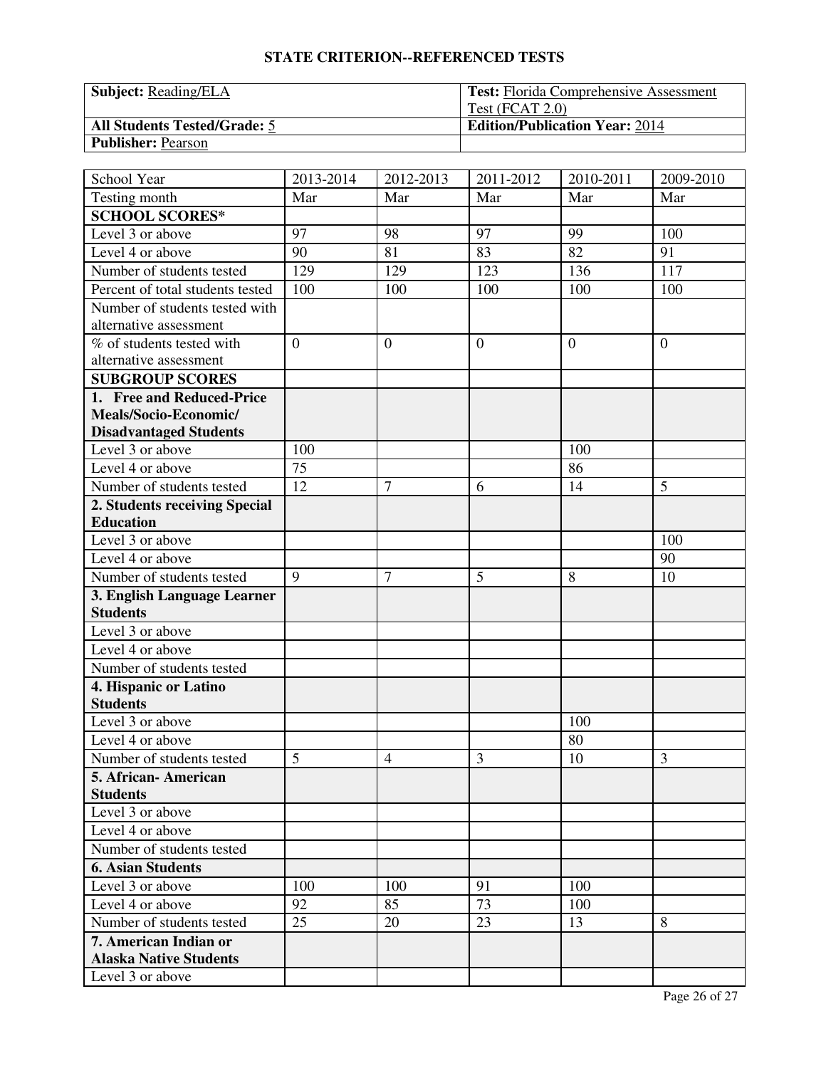## STATE CRITERION--REFERENCED TESTS

| **Subject:** Reading/ELA | **Test:** Florida Comprehensive Assessment Test (FCAT 2.0) |
|---|---|
| **All Students Tested/Grade:** 5 | **Edition/Publication Year:** 2014 |
| **Publisher:** Pearson | |

| School Year | 2013-2014 | 2012-2013 | 2011-2012 | 2010-2011 | 2009-2010 |
|---|---|---|---|---|---|
| Testing month | Mar | Mar | Mar | Mar | Mar |
| **SCHOOL SCORES*** | | | | | |
| Level 3 or above | 97 | 98 | 97 | 99 | 100 |
| Level 4 or above | 90 | 81 | 83 | 82 | 91 |
| Number of students tested | 129 | 129 | 123 | 136 | 117 |
| Percent of total students tested | 100 | 100 | 100 | 100 | 100 |
| Number of students tested with alternative assessment | | | | | |
| % of students tested with alternative assessment | 0 | 0 | 0 | 0 | 0 |
| **SUBGROUP SCORES** | | | | | |
| **1. Free and Reduced-Price Meals/Socio-Economic/ Disadvantaged Students** | | | | | |
| Level 3 or above | 100 | | | 100 | |
| Level 4 or above | 75 | | | 86 | |
| Number of students tested | 12 | 7 | 6 | 14 | 5 |
| **2. Students receiving Special Education** | | | | | |
| Level 3 or above | | | | | 100 |
| Level 4 or above | | | | | 90 |
| Number of students tested | 9 | 7 | 5 | 8 | 10 |
| **3. English Language Learner Students** | | | | | |
| Level 3 or above | | | | | |
| Level 4 or above | | | | | |
| Number of students tested | | | | | |
| **4. Hispanic or Latino Students** | | | | | |
| Level 3 or above | | | | 100 | |
| Level 4 or above | | | | 80 | |
| Number of students tested | 5 | 4 | 3 | 10 | 3 |
| **5. African- American Students** | | | | | |
| Level 3 or above | | | | | |
| Level 4 or above | | | | | |
| Number of students tested | | | | | |
| **6. Asian Students** | | | | | |
| Level 3 or above | 100 | 100 | 91 | 100 | |
| Level 4 or above | 92 | 85 | 73 | 100 | |
| Number of students tested | 25 | 20 | 23 | 13 | 8 |
| **7. American Indian or Alaska Native Students** | | | | | |
| Level 3 or above | | | | | |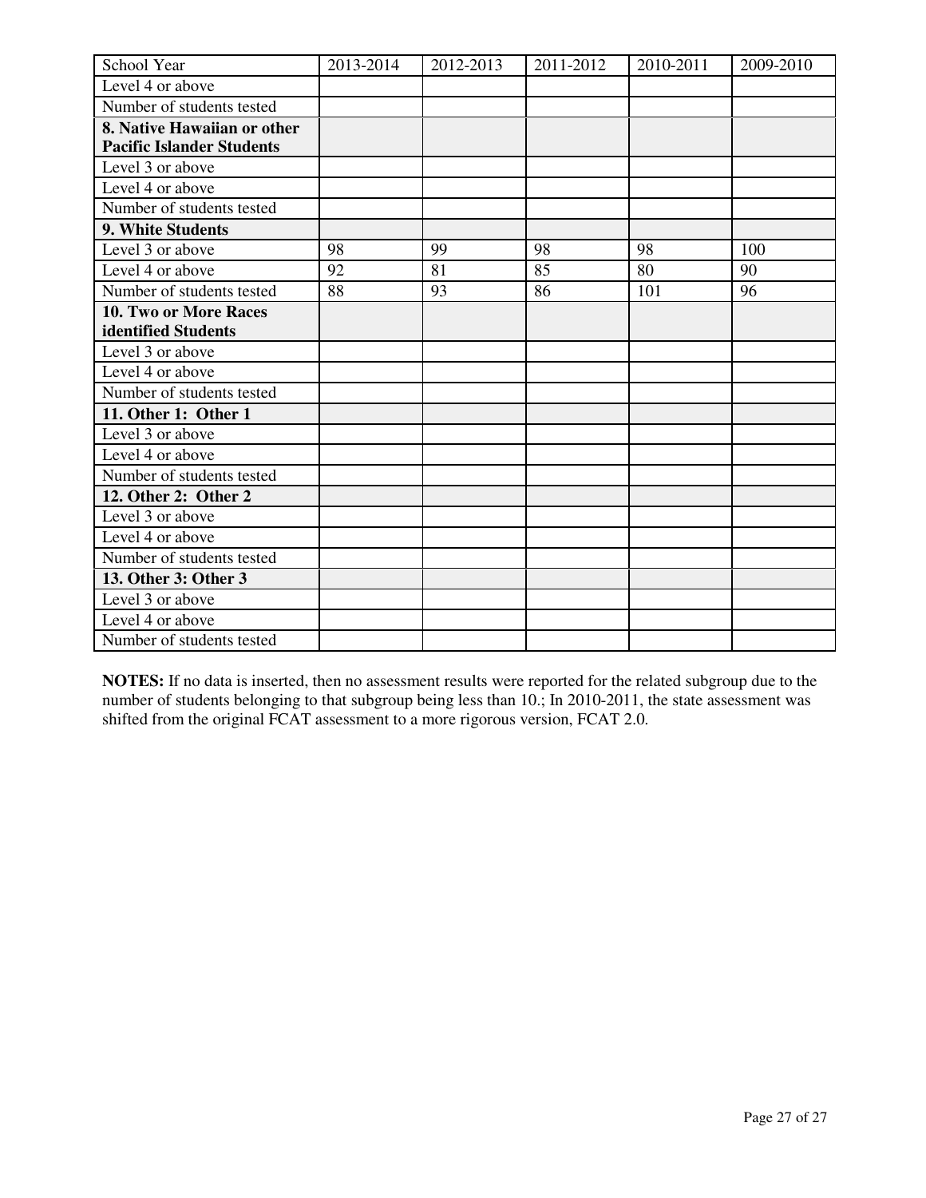| School Year | 2013-2014 | 2012-2013 | 2011-2012 | 2010-2011 | 2009-2010 |
| --- | --- | --- | --- | --- | --- |
| Level 4 or above | | | | | |
| Number of students tested | | | | | |
| **8. Native Hawaiian or other Pacific Islander Students** | | | | | |
| Level 3 or above | | | | | |
| Level 4 or above | | | | | |
| Number of students tested | | | | | |
| **9. White Students** | | | | | |
| Level 3 or above | 98 | 99 | 98 | 98 | 100 |
| Level 4 or above | 92 | 81 | 85 | 80 | 90 |
| Number of students tested | 88 | 93 | 86 | 101 | 96 |
| **10. Two or More Races identified Students** | | | | | |
| Level 3 or above | | | | | |
| Level 4 or above | | | | | |
| Number of students tested | | | | | |
| **11. Other 1: Other 1** | | | | | |
| Level 3 or above | | | | | |
| Level 4 or above | | | | | |
| Number of students tested | | | | | |
| **12. Other 2: Other 2** | | | | | |
| Level 3 or above | | | | | |
| Level 4 or above | | | | | |
| Number of students tested | | | | | |
| **13. Other 3: Other 3** | | | | | |
| Level 3 or above | | | | | |
| Level 4 or above | | | | | |
| Number of students tested | | | | | |

**NOTES:** If no data is inserted, then no assessment results were reported for the related subgroup due to the number of students belonging to that subgroup being less than 10.; In 2010-2011, the state assessment was shifted from the original FCAT assessment to a more rigorous version, FCAT 2.0.